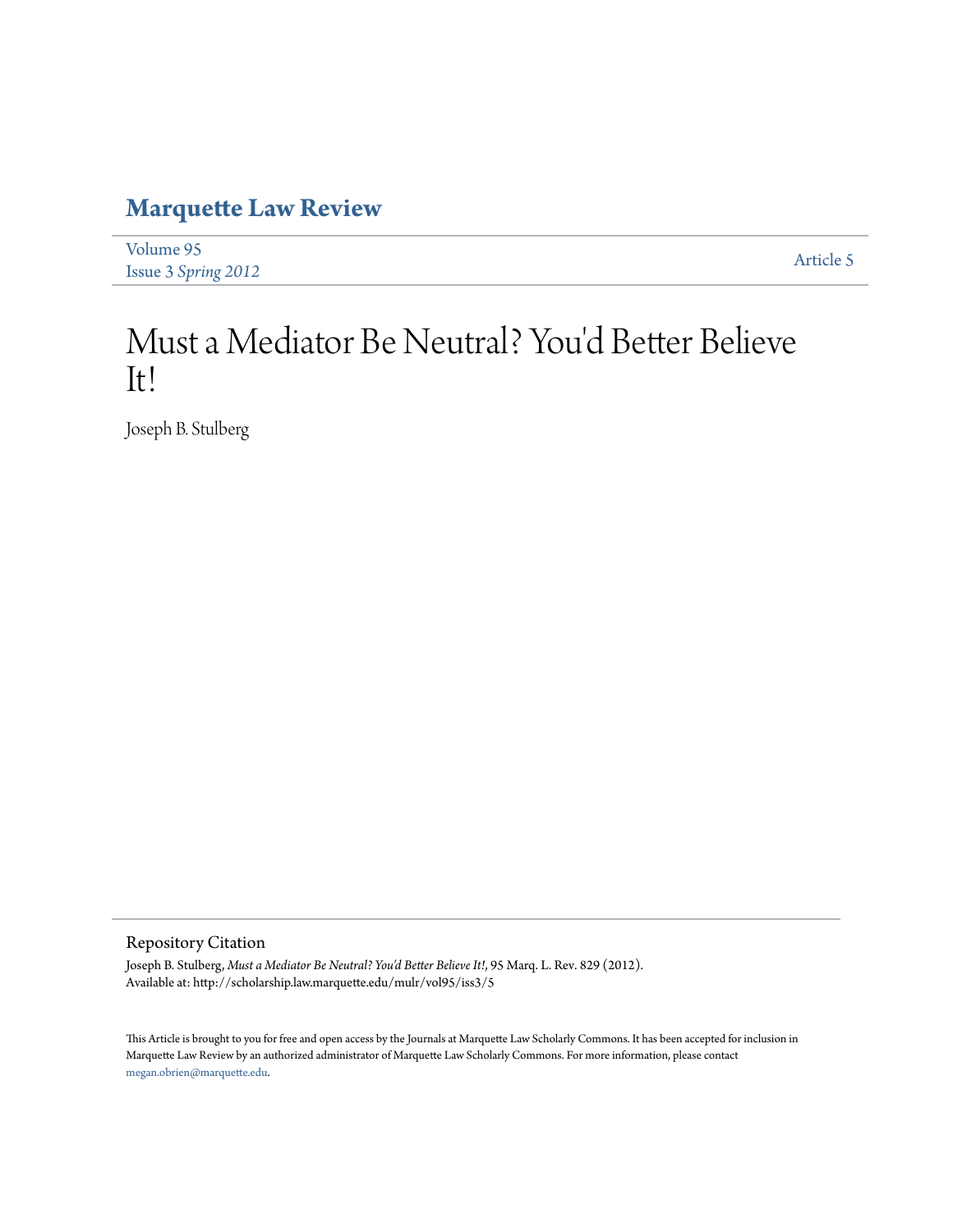# Marquette Law Review

Volume 95
Issue 3 *Spring 2012*

Article 5

# Must a Mediator Be Neutral? You'd Better Believe It!

Joseph B. Stulberg

## Repository Citation

Joseph B. Stulberg, *Must a Mediator Be Neutral? You'd Better Believe It!*, 95 Marq. L. Rev. 829 (2012).
Available at: http://scholarship.law.marquette.edu/mulr/vol95/iss3/5

This Article is brought to you for free and open access by the Journals at Marquette Law Scholarly Commons. It has been accepted for inclusion in Marquette Law Review by an authorized administrator of Marquette Law Scholarly Commons. For more information, please contact megan.obrien@marquette.edu.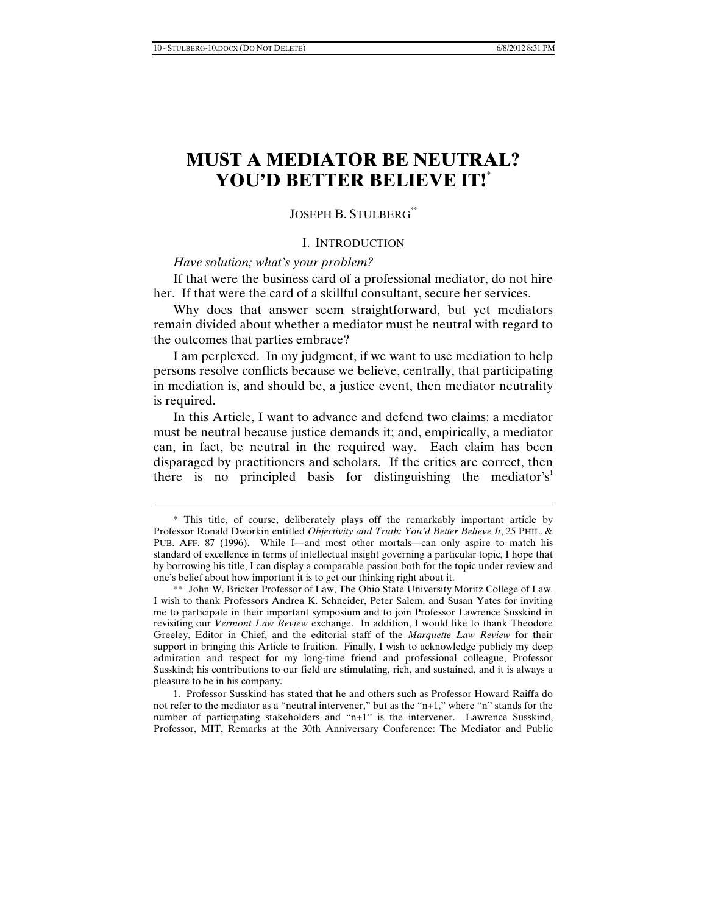# MUST A MEDIATOR BE NEUTRAL? YOU'D BETTER BELIEVE IT![*]

JOSEPH B. STULBERG[**]

## I. INTRODUCTION

*Have solution; what's your problem?*

If that were the business card of a professional mediator, do not hire her. If that were the card of a skillful consultant, secure her services.

Why does that answer seem straightforward, but yet mediators remain divided about whether a mediator must be neutral with regard to the outcomes that parties embrace?

I am perplexed. In my judgment, if we want to use mediation to help persons resolve conflicts because we believe, centrally, that participating in mediation is, and should be, a justice event, then mediator neutrality is required.

In this Article, I want to advance and defend two claims: a mediator must be neutral because justice demands it; and, empirically, a mediator can, in fact, be neutral in the required way. Each claim has been disparaged by practitioners and scholars. If the critics are correct, then there is no principled basis for distinguishing the mediator's[1]

---

\* This title, of course, deliberately plays off the remarkably important article by Professor Ronald Dworkin entitled *Objectivity and Truth: You'd Better Believe It*, 25 PHIL. & PUB. AFF. 87 (1996). While I—and most other mortals—can only aspire to match his standard of excellence in terms of intellectual insight governing a particular topic, I hope that by borrowing his title, I can display a comparable passion both for the topic under review and one's belief about how important it is to get our thinking right about it.

\*\* John W. Bricker Professor of Law, The Ohio State University Moritz College of Law. I wish to thank Professors Andrea K. Schneider, Peter Salem, and Susan Yates for inviting me to participate in their important symposium and to join Professor Lawrence Susskind in revisiting our *Vermont Law Review* exchange. In addition, I would like to thank Theodore Greeley, Editor in Chief, and the editorial staff of the *Marquette Law Review* for their support in bringing this Article to fruition. Finally, I wish to acknowledge publicly my deep admiration and respect for my long-time friend and professional colleague, Professor Susskind; his contributions to our field are stimulating, rich, and sustained, and it is always a pleasure to be in his company.

1. Professor Susskind has stated that he and others such as Professor Howard Raiffa do not refer to the mediator as a "neutral intervener," but as the "n+1," where "n" stands for the number of participating stakeholders and "n+1" is the intervener. Lawrence Susskind, Professor, MIT, Remarks at the 30th Anniversary Conference: The Mediator and Public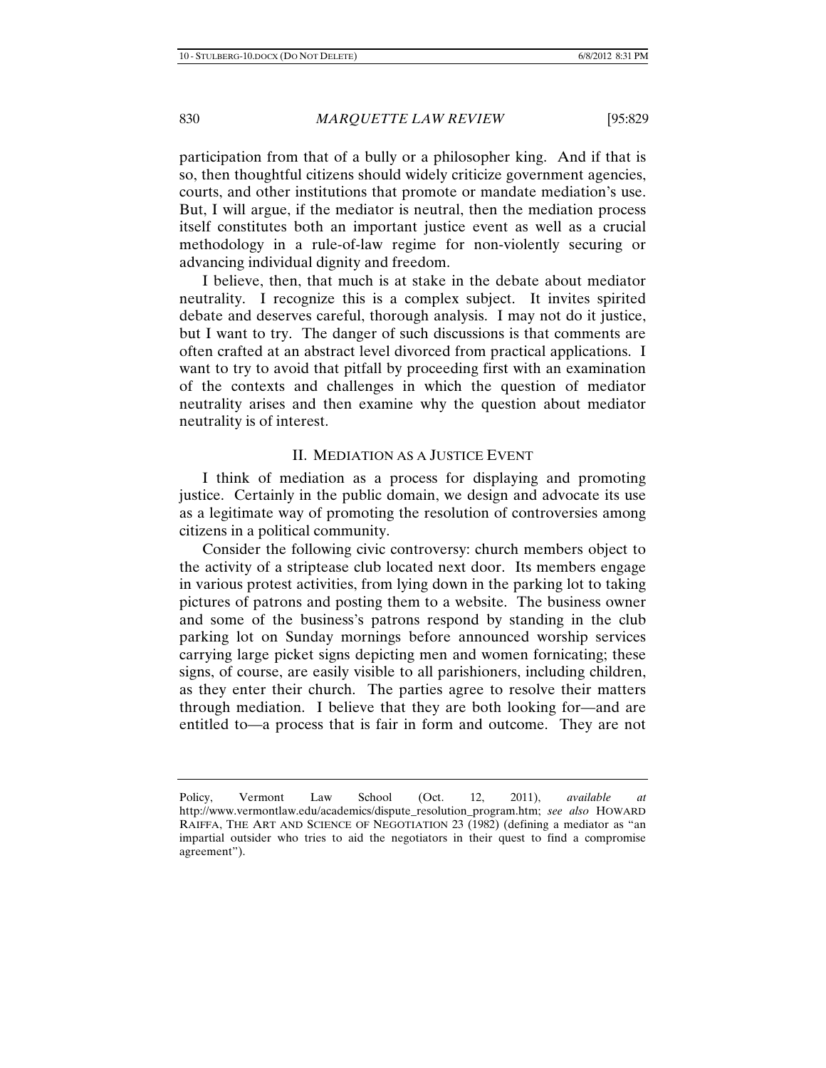participation from that of a bully or a philosopher king. And if that is so, then thoughtful citizens should widely criticize government agencies, courts, and other institutions that promote or mandate mediation's use. But, I will argue, if the mediator is neutral, then the mediation process itself constitutes both an important justice event as well as a crucial methodology in a rule-of-law regime for non-violently securing or advancing individual dignity and freedom.

I believe, then, that much is at stake in the debate about mediator neutrality. I recognize this is a complex subject. It invites spirited debate and deserves careful, thorough analysis. I may not do it justice, but I want to try. The danger of such discussions is that comments are often crafted at an abstract level divorced from practical applications. I want to try to avoid that pitfall by proceeding first with an examination of the contexts and challenges in which the question of mediator neutrality arises and then examine why the question about mediator neutrality is of interest.

## II. MEDIATION AS A JUSTICE EVENT

I think of mediation as a process for displaying and promoting justice. Certainly in the public domain, we design and advocate its use as a legitimate way of promoting the resolution of controversies among citizens in a political community.

Consider the following civic controversy: church members object to the activity of a striptease club located next door. Its members engage in various protest activities, from lying down in the parking lot to taking pictures of patrons and posting them to a website. The business owner and some of the business's patrons respond by standing in the club parking lot on Sunday mornings before announced worship services carrying large picket signs depicting men and women fornicating; these signs, of course, are easily visible to all parishioners, including children, as they enter their church. The parties agree to resolve their matters through mediation. I believe that they are both looking for—and are entitled to—a process that is fair in form and outcome. They are not

---

Policy, Vermont Law School (Oct. 12, 2011), *available at* http://www.vermontlaw.edu/academics/dispute_resolution_program.htm; *see also* HOWARD RAIFFA, THE ART AND SCIENCE OF NEGOTIATION 23 (1982) (defining a mediator as "an impartial outsider who tries to aid the negotiators in their quest to find a compromise agreement").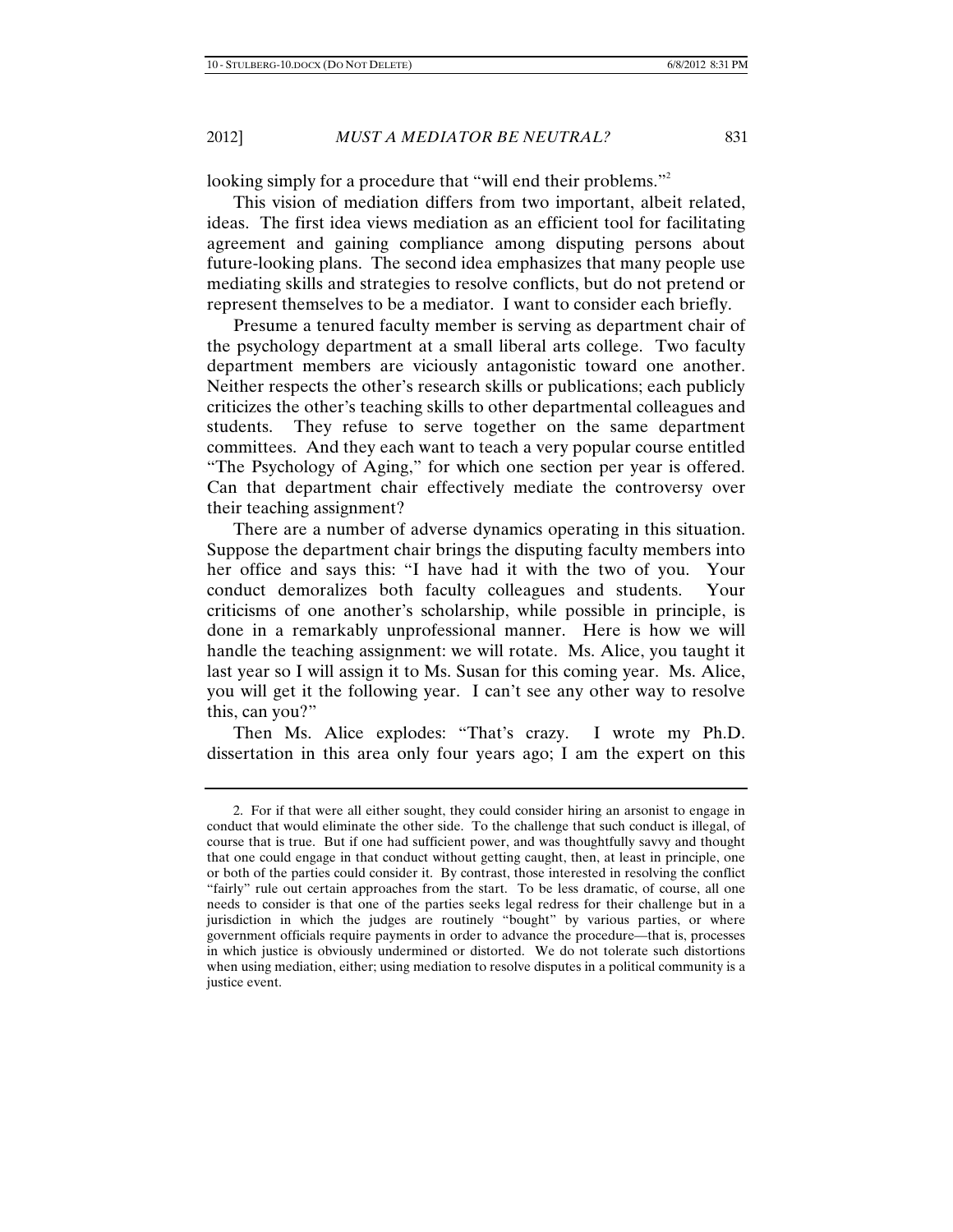looking simply for a procedure that "will end their problems."[2]

This vision of mediation differs from two important, albeit related, ideas. The first idea views mediation as an efficient tool for facilitating agreement and gaining compliance among disputing persons about future-looking plans. The second idea emphasizes that many people use mediating skills and strategies to resolve conflicts, but do not pretend or represent themselves to be a mediator. I want to consider each briefly.

Presume a tenured faculty member is serving as department chair of the psychology department at a small liberal arts college. Two faculty department members are viciously antagonistic toward one another. Neither respects the other's research skills or publications; each publicly criticizes the other's teaching skills to other departmental colleagues and students. They refuse to serve together on the same department committees. And they each want to teach a very popular course entitled "The Psychology of Aging," for which one section per year is offered. Can that department chair effectively mediate the controversy over their teaching assignment?

There are a number of adverse dynamics operating in this situation. Suppose the department chair brings the disputing faculty members into her office and says this: "I have had it with the two of you. Your conduct demoralizes both faculty colleagues and students. Your criticisms of one another's scholarship, while possible in principle, is done in a remarkably unprofessional manner. Here is how we will handle the teaching assignment: we will rotate. Ms. Alice, you taught it last year so I will assign it to Ms. Susan for this coming year. Ms. Alice, you will get it the following year. I can't see any other way to resolve this, can you?"

Then Ms. Alice explodes: "That's crazy. I wrote my Ph.D. dissertation in this area only four years ago; I am the expert on this

---

2. For if that were all either sought, they could consider hiring an arsonist to engage in conduct that would eliminate the other side. To the challenge that such conduct is illegal, of course that is true. But if one had sufficient power, and was thoughtfully savvy and thought that one could engage in that conduct without getting caught, then, at least in principle, one or both of the parties could consider it. By contrast, those interested in resolving the conflict "fairly" rule out certain approaches from the start. To be less dramatic, of course, all one needs to consider is that one of the parties seeks legal redress for their challenge but in a jurisdiction in which the judges are routinely "bought" by various parties, or where government officials require payments in order to advance the procedure—that is, processes in which justice is obviously undermined or distorted. We do not tolerate such distortions when using mediation, either; using mediation to resolve disputes in a political community is a justice event.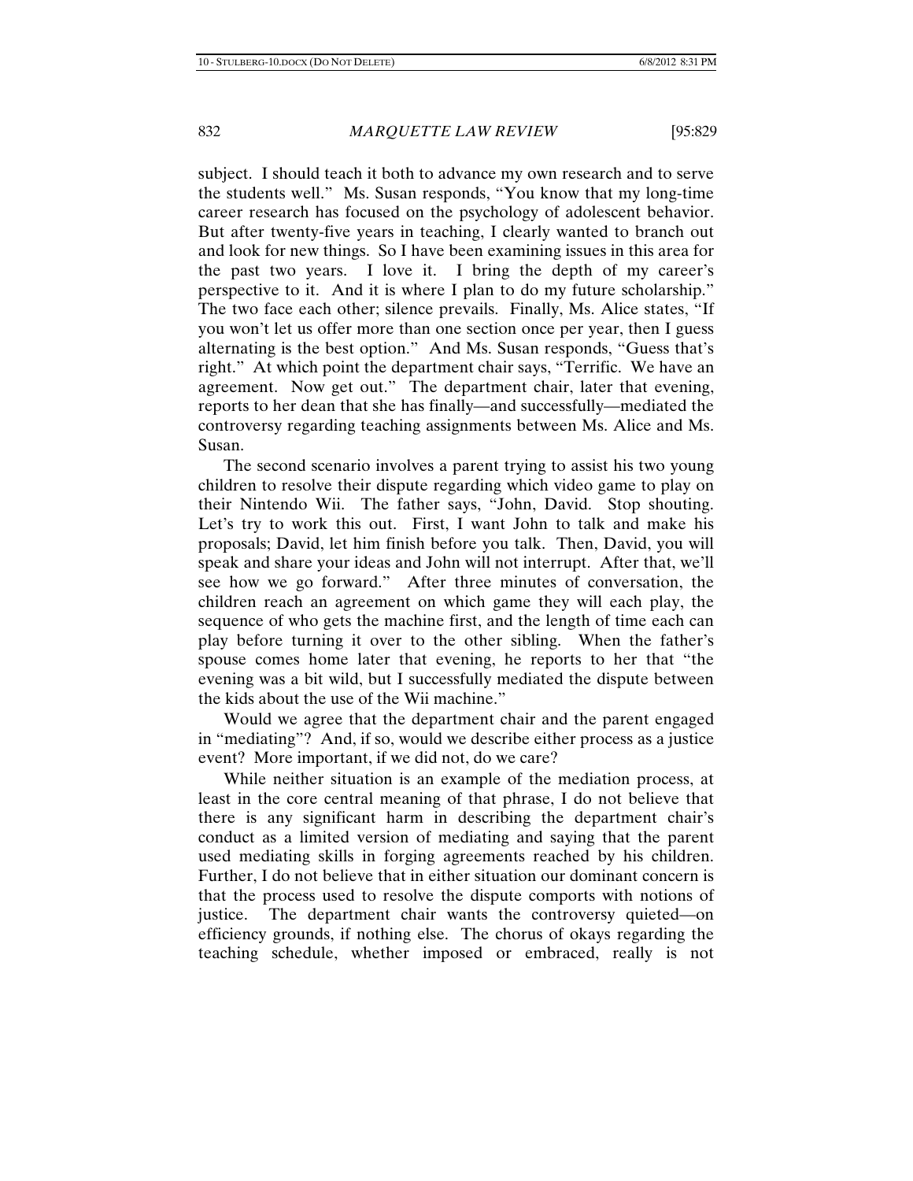subject. I should teach it both to advance my own research and to serve the students well." Ms. Susan responds, "You know that my long-time career research has focused on the psychology of adolescent behavior. But after twenty-five years in teaching, I clearly wanted to branch out and look for new things. So I have been examining issues in this area for the past two years. I love it. I bring the depth of my career's perspective to it. And it is where I plan to do my future scholarship." The two face each other; silence prevails. Finally, Ms. Alice states, "If you won't let us offer more than one section once per year, then I guess alternating is the best option." And Ms. Susan responds, "Guess that's right." At which point the department chair says, "Terrific. We have an agreement. Now get out." The department chair, later that evening, reports to her dean that she has finally—and successfully—mediated the controversy regarding teaching assignments between Ms. Alice and Ms. Susan.

The second scenario involves a parent trying to assist his two young children to resolve their dispute regarding which video game to play on their Nintendo Wii. The father says, "John, David. Stop shouting. Let's try to work this out. First, I want John to talk and make his proposals; David, let him finish before you talk. Then, David, you will speak and share your ideas and John will not interrupt. After that, we'll see how we go forward." After three minutes of conversation, the children reach an agreement on which game they will each play, the sequence of who gets the machine first, and the length of time each can play before turning it over to the other sibling. When the father's spouse comes home later that evening, he reports to her that "the evening was a bit wild, but I successfully mediated the dispute between the kids about the use of the Wii machine."

Would we agree that the department chair and the parent engaged in "mediating"? And, if so, would we describe either process as a justice event? More important, if we did not, do we care?

While neither situation is an example of the mediation process, at least in the core central meaning of that phrase, I do not believe that there is any significant harm in describing the department chair's conduct as a limited version of mediating and saying that the parent used mediating skills in forging agreements reached by his children. Further, I do not believe that in either situation our dominant concern is that the process used to resolve the dispute comports with notions of justice. The department chair wants the controversy quieted—on efficiency grounds, if nothing else. The chorus of okays regarding the teaching schedule, whether imposed or embraced, really is not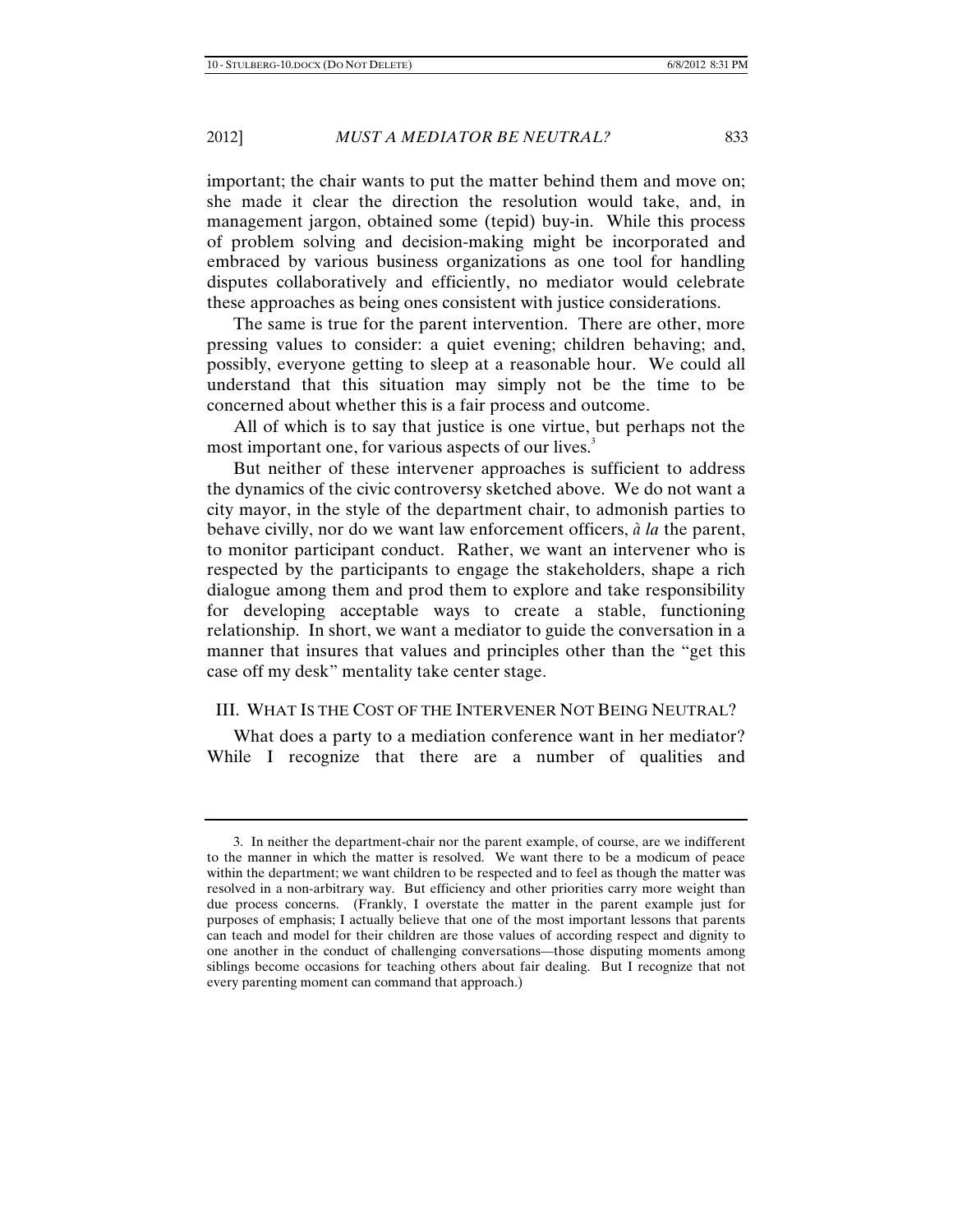important; the chair wants to put the matter behind them and move on; she made it clear the direction the resolution would take, and, in management jargon, obtained some (tepid) buy-in. While this process of problem solving and decision-making might be incorporated and embraced by various business organizations as one tool for handling disputes collaboratively and efficiently, no mediator would celebrate these approaches as being ones consistent with justice considerations.

The same is true for the parent intervention. There are other, more pressing values to consider: a quiet evening; children behaving; and, possibly, everyone getting to sleep at a reasonable hour. We could all understand that this situation may simply not be the time to be concerned about whether this is a fair process and outcome.

All of which is to say that justice is one virtue, but perhaps not the most important one, for various aspects of our lives.[3]

But neither of these intervener approaches is sufficient to address the dynamics of the civic controversy sketched above. We do not want a city mayor, in the style of the department chair, to admonish parties to behave civilly, nor do we want law enforcement officers, *à la* the parent, to monitor participant conduct. Rather, we want an intervener who is respected by the participants to engage the stakeholders, shape a rich dialogue among them and prod them to explore and take responsibility for developing acceptable ways to create a stable, functioning relationship. In short, we want a mediator to guide the conversation in a manner that insures that values and principles other than the "get this case off my desk" mentality take center stage.

## III. WHAT IS THE COST OF THE INTERVENER NOT BEING NEUTRAL?

What does a party to a mediation conference want in her mediator? While I recognize that there are a number of qualities and

---

3. In neither the department-chair nor the parent example, of course, are we indifferent to the manner in which the matter is resolved. We want there to be a modicum of peace within the department; we want children to be respected and to feel as though the matter was resolved in a non-arbitrary way. But efficiency and other priorities carry more weight than due process concerns. (Frankly, I overstate the matter in the parent example just for purposes of emphasis; I actually believe that one of the most important lessons that parents can teach and model for their children are those values of according respect and dignity to one another in the conduct of challenging conversations—those disputing moments among siblings become occasions for teaching others about fair dealing. But I recognize that not every parenting moment can command that approach.)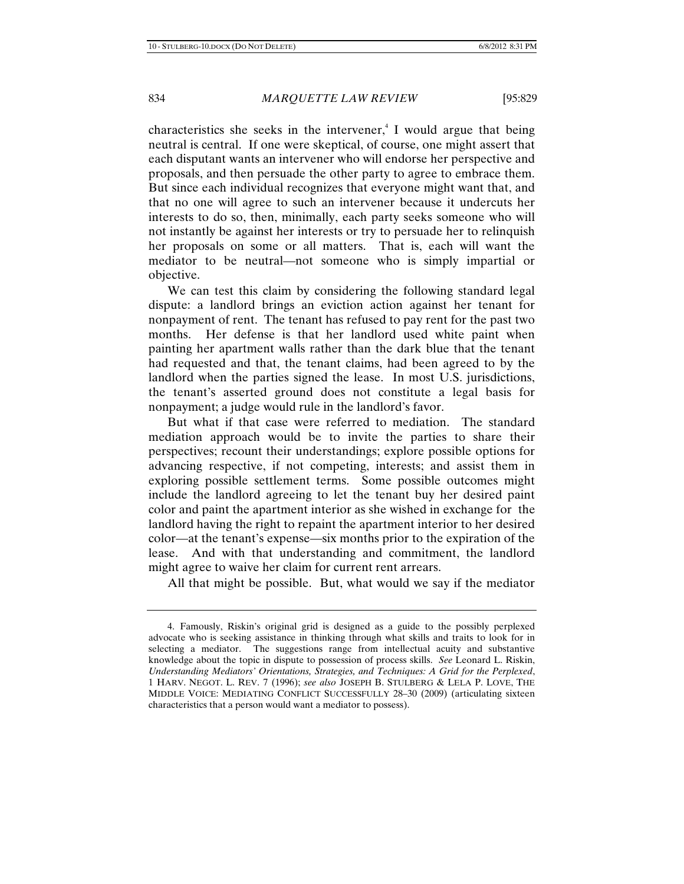characteristics she seeks in the intervener,[4] I would argue that being neutral is central. If one were skeptical, of course, one might assert that each disputant wants an intervener who will endorse her perspective and proposals, and then persuade the other party to agree to embrace them. But since each individual recognizes that everyone might want that, and that no one will agree to such an intervener because it undercuts her interests to do so, then, minimally, each party seeks someone who will not instantly be against her interests or try to persuade her to relinquish her proposals on some or all matters. That is, each will want the mediator to be neutral—not someone who is simply impartial or objective.

We can test this claim by considering the following standard legal dispute: a landlord brings an eviction action against her tenant for nonpayment of rent. The tenant has refused to pay rent for the past two months. Her defense is that her landlord used white paint when painting her apartment walls rather than the dark blue that the tenant had requested and that, the tenant claims, had been agreed to by the landlord when the parties signed the lease. In most U.S. jurisdictions, the tenant's asserted ground does not constitute a legal basis for nonpayment; a judge would rule in the landlord's favor.

But what if that case were referred to mediation. The standard mediation approach would be to invite the parties to share their perspectives; recount their understandings; explore possible options for advancing respective, if not competing, interests; and assist them in exploring possible settlement terms. Some possible outcomes might include the landlord agreeing to let the tenant buy her desired paint color and paint the apartment interior as she wished in exchange for the landlord having the right to repaint the apartment interior to her desired color—at the tenant's expense—six months prior to the expiration of the lease. And with that understanding and commitment, the landlord might agree to waive her claim for current rent arrears.

All that might be possible. But, what would we say if the mediator

---

4. Famously, Riskin's original grid is designed as a guide to the possibly perplexed advocate who is seeking assistance in thinking through what skills and traits to look for in selecting a mediator. The suggestions range from intellectual acuity and substantive knowledge about the topic in dispute to possession of process skills. *See* Leonard L. Riskin, *Understanding Mediators' Orientations, Strategies, and Techniques: A Grid for the Perplexed*, 1 HARV. NEGOT. L. REV. 7 (1996); *see also* JOSEPH B. STULBERG & LELA P. LOVE, THE MIDDLE VOICE: MEDIATING CONFLICT SUCCESSFULLY 28–30 (2009) (articulating sixteen characteristics that a person would want a mediator to possess).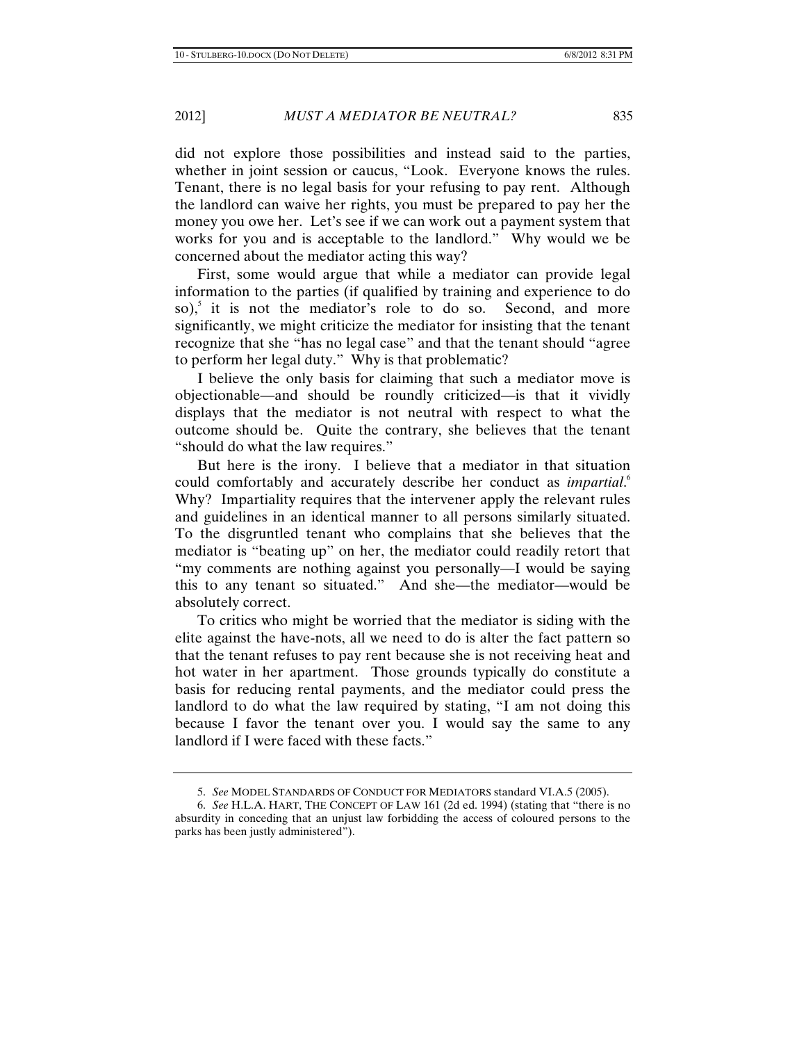did not explore those possibilities and instead said to the parties, whether in joint session or caucus, "Look. Everyone knows the rules. Tenant, there is no legal basis for your refusing to pay rent. Although the landlord can waive her rights, you must be prepared to pay her the money you owe her. Let's see if we can work out a payment system that works for you and is acceptable to the landlord." Why would we be concerned about the mediator acting this way?

First, some would argue that while a mediator can provide legal information to the parties (if qualified by training and experience to do so),[5] it is not the mediator's role to do so. Second, and more significantly, we might criticize the mediator for insisting that the tenant recognize that she "has no legal case" and that the tenant should "agree to perform her legal duty." Why is that problematic?

I believe the only basis for claiming that such a mediator move is objectionable—and should be roundly criticized—is that it vividly displays that the mediator is not neutral with respect to what the outcome should be. Quite the contrary, she believes that the tenant "should do what the law requires."

But here is the irony. I believe that a mediator in that situation could comfortably and accurately describe her conduct as *impartial*.[6] Why? Impartiality requires that the intervener apply the relevant rules and guidelines in an identical manner to all persons similarly situated. To the disgruntled tenant who complains that she believes that the mediator is "beating up" on her, the mediator could readily retort that "my comments are nothing against you personally—I would be saying this to any tenant so situated." And she—the mediator—would be absolutely correct.

To critics who might be worried that the mediator is siding with the elite against the have-nots, all we need to do is alter the fact pattern so that the tenant refuses to pay rent because she is not receiving heat and hot water in her apartment. Those grounds typically do constitute a basis for reducing rental payments, and the mediator could press the landlord to do what the law required by stating, "I am not doing this because I favor the tenant over you. I would say the same to any landlord if I were faced with these facts."

---

5. *See* MODEL STANDARDS OF CONDUCT FOR MEDIATORS standard VI.A.5 (2005).

6. *See* H.L.A. HART, THE CONCEPT OF LAW 161 (2d ed. 1994) (stating that "there is no absurdity in conceding that an unjust law forbidding the access of coloured persons to the parks has been justly administered").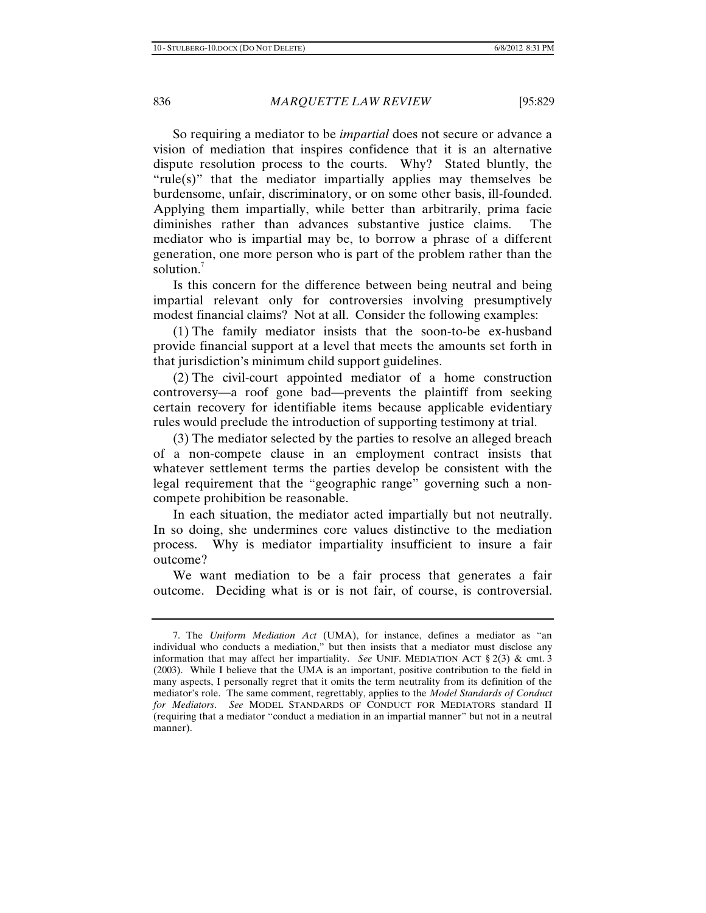So requiring a mediator to be *impartial* does not secure or advance a vision of mediation that inspires confidence that it is an alternative dispute resolution process to the courts. Why? Stated bluntly, the "rule(s)" that the mediator impartially applies may themselves be burdensome, unfair, discriminatory, or on some other basis, ill-founded. Applying them impartially, while better than arbitrarily, prima facie diminishes rather than advances substantive justice claims. The mediator who is impartial may be, to borrow a phrase of a different generation, one more person who is part of the problem rather than the solution.[7]

Is this concern for the difference between being neutral and being impartial relevant only for controversies involving presumptively modest financial claims? Not at all. Consider the following examples:

(1) The family mediator insists that the soon-to-be ex-husband provide financial support at a level that meets the amounts set forth in that jurisdiction's minimum child support guidelines.

(2) The civil-court appointed mediator of a home construction controversy—a roof gone bad—prevents the plaintiff from seeking certain recovery for identifiable items because applicable evidentiary rules would preclude the introduction of supporting testimony at trial.

(3) The mediator selected by the parties to resolve an alleged breach of a non-compete clause in an employment contract insists that whatever settlement terms the parties develop be consistent with the legal requirement that the "geographic range" governing such a non-compete prohibition be reasonable.

In each situation, the mediator acted impartially but not neutrally. In so doing, she undermines core values distinctive to the mediation process. Why is mediator impartiality insufficient to insure a fair outcome?

We want mediation to be a fair process that generates a fair outcome. Deciding what is or is not fair, of course, is controversial.

---

7. The *Uniform Mediation Act* (UMA), for instance, defines a mediator as "an individual who conducts a mediation," but then insists that a mediator must disclose any information that may affect her impartiality. *See* UNIF. MEDIATION ACT § 2(3) & cmt. 3 (2003). While I believe that the UMA is an important, positive contribution to the field in many aspects, I personally regret that it omits the term neutrality from its definition of the mediator's role. The same comment, regrettably, applies to the *Model Standards of Conduct for Mediators*. *See* MODEL STANDARDS OF CONDUCT FOR MEDIATORS standard II (requiring that a mediator "conduct a mediation in an impartial manner" but not in a neutral manner).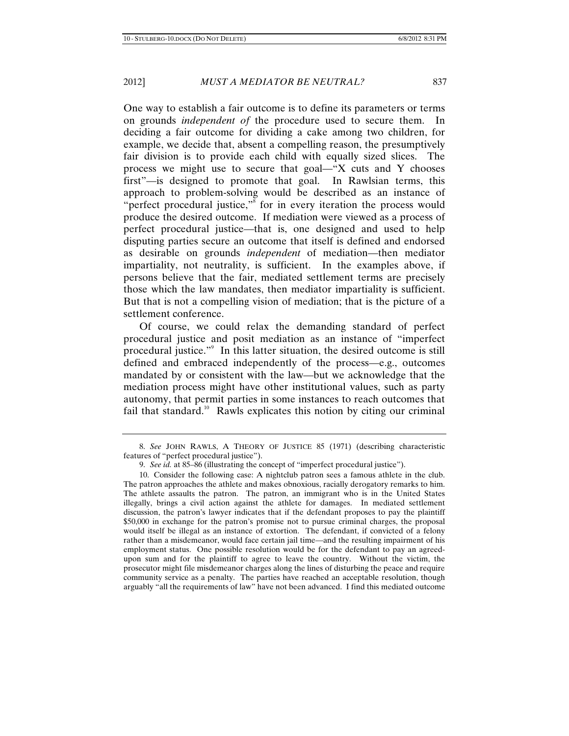One way to establish a fair outcome is to define its parameters or terms on grounds *independent of* the procedure used to secure them. In deciding a fair outcome for dividing a cake among two children, for example, we decide that, absent a compelling reason, the presumptively fair division is to provide each child with equally sized slices. The process we might use to secure that goal—"X cuts and Y chooses first"—is designed to promote that goal. In Rawlsian terms, this approach to problem-solving would be described as an instance of "perfect procedural justice,"[8] for in every iteration the process would produce the desired outcome. If mediation were viewed as a process of perfect procedural justice—that is, one designed and used to help disputing parties secure an outcome that itself is defined and endorsed as desirable on grounds *independent* of mediation—then mediator impartiality, not neutrality, is sufficient. In the examples above, if persons believe that the fair, mediated settlement terms are precisely those which the law mandates, then mediator impartiality is sufficient. But that is not a compelling vision of mediation; that is the picture of a settlement conference.

Of course, we could relax the demanding standard of perfect procedural justice and posit mediation as an instance of "imperfect procedural justice."[9] In this latter situation, the desired outcome is still defined and embraced independently of the process—e.g., outcomes mandated by or consistent with the law—but we acknowledge that the mediation process might have other institutional values, such as party autonomy, that permit parties in some instances to reach outcomes that fail that standard.[10] Rawls explicates this notion by citing our criminal

---

8. *See* JOHN RAWLS, A THEORY OF JUSTICE 85 (1971) (describing characteristic features of "perfect procedural justice").

9. *See id.* at 85–86 (illustrating the concept of "imperfect procedural justice").

10. Consider the following case: A nightclub patron sees a famous athlete in the club. The patron approaches the athlete and makes obnoxious, racially derogatory remarks to him. The athlete assaults the patron. The patron, an immigrant who is in the United States illegally, brings a civil action against the athlete for damages. In mediated settlement discussion, the patron's lawyer indicates that if the defendant proposes to pay the plaintiff $50,000 in exchange for the patron's promise not to pursue criminal charges, the proposal would itself be illegal as an instance of extortion. The defendant, if convicted of a felony rather than a misdemeanor, would face certain jail time—and the resulting impairment of his employment status. One possible resolution would be for the defendant to pay an agreed-upon sum and for the plaintiff to agree to leave the country. Without the victim, the prosecutor might file misdemeanor charges along the lines of disturbing the peace and require community service as a penalty. The parties have reached an acceptable resolution, though arguably "all the requirements of law" have not been advanced. I find this mediated outcome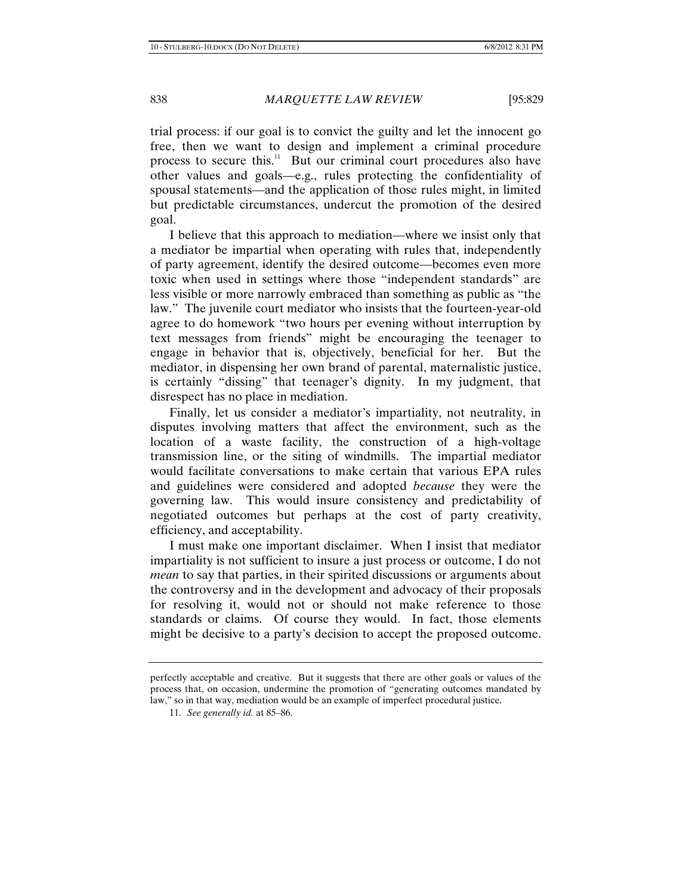trial process: if our goal is to convict the guilty and let the innocent go free, then we want to design and implement a criminal procedure process to secure this.[11] But our criminal court procedures also have other values and goals—e.g., rules protecting the confidentiality of spousal statements—and the application of those rules might, in limited but predictable circumstances, undercut the promotion of the desired goal.

I believe that this approach to mediation—where we insist only that a mediator be impartial when operating with rules that, independently of party agreement, identify the desired outcome—becomes even more toxic when used in settings where those "independent standards" are less visible or more narrowly embraced than something as public as "the law." The juvenile court mediator who insists that the fourteen-year-old agree to do homework "two hours per evening without interruption by text messages from friends" might be encouraging the teenager to engage in behavior that is, objectively, beneficial for her. But the mediator, in dispensing her own brand of parental, maternalistic justice, is certainly "dissing" that teenager's dignity. In my judgment, that disrespect has no place in mediation.

Finally, let us consider a mediator's impartiality, not neutrality, in disputes involving matters that affect the environment, such as the location of a waste facility, the construction of a high-voltage transmission line, or the siting of windmills. The impartial mediator would facilitate conversations to make certain that various EPA rules and guidelines were considered and adopted *because* they were the governing law. This would insure consistency and predictability of negotiated outcomes but perhaps at the cost of party creativity, efficiency, and acceptability.

I must make one important disclaimer. When I insist that mediator impartiality is not sufficient to insure a just process or outcome, I do not *mean* to say that parties, in their spirited discussions or arguments about the controversy and in the development and advocacy of their proposals for resolving it, would not or should not make reference to those standards or claims. Of course they would. In fact, those elements might be decisive to a party's decision to accept the proposed outcome.

---

perfectly acceptable and creative. But it suggests that there are other goals or values of the process that, on occasion, undermine the promotion of "generating outcomes mandated by law," so in that way, mediation would be an example of imperfect procedural justice.

11. *See generally id.* at 85–86.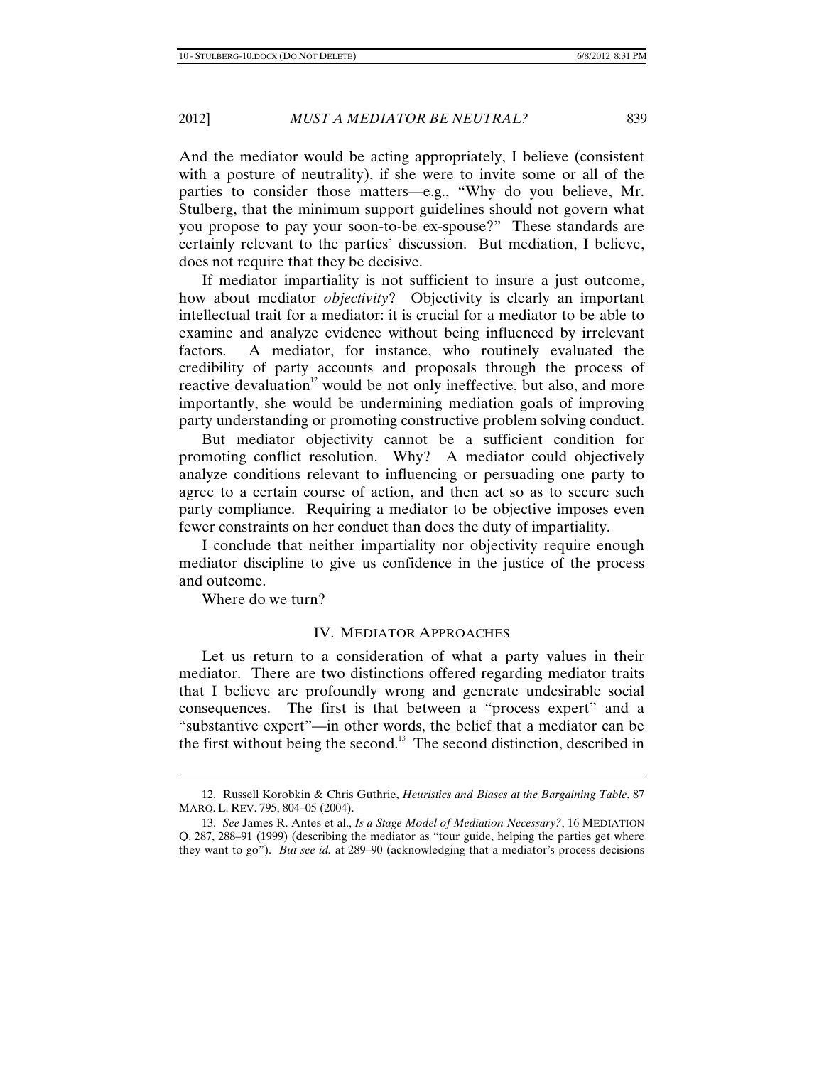And the mediator would be acting appropriately, I believe (consistent with a posture of neutrality), if she were to invite some or all of the parties to consider those matters—e.g., "Why do you believe, Mr. Stulberg, that the minimum support guidelines should not govern what you propose to pay your soon-to-be ex-spouse?" These standards are certainly relevant to the parties' discussion. But mediation, I believe, does not require that they be decisive.

If mediator impartiality is not sufficient to insure a just outcome, how about mediator *objectivity*? Objectivity is clearly an important intellectual trait for a mediator: it is crucial for a mediator to be able to examine and analyze evidence without being influenced by irrelevant factors. A mediator, for instance, who routinely evaluated the credibility of party accounts and proposals through the process of reactive devaluation[12] would be not only ineffective, but also, and more importantly, she would be undermining mediation goals of improving party understanding or promoting constructive problem solving conduct.

But mediator objectivity cannot be a sufficient condition for promoting conflict resolution. Why? A mediator could objectively analyze conditions relevant to influencing or persuading one party to agree to a certain course of action, and then act so as to secure such party compliance. Requiring a mediator to be objective imposes even fewer constraints on her conduct than does the duty of impartiality.

I conclude that neither impartiality nor objectivity require enough mediator discipline to give us confidence in the justice of the process and outcome.

Where do we turn?

## IV. MEDIATOR APPROACHES

Let us return to a consideration of what a party values in their mediator. There are two distinctions offered regarding mediator traits that I believe are profoundly wrong and generate undesirable social consequences. The first is that between a "process expert" and a "substantive expert"—in other words, the belief that a mediator can be the first without being the second.[13] The second distinction, described in

---

12. Russell Korobkin & Chris Guthrie, *Heuristics and Biases at the Bargaining Table*, 87 MARQ. L. REV. 795, 804–05 (2004).

13. *See* James R. Antes et al., *Is a Stage Model of Mediation Necessary?*, 16 MEDIATION Q. 287, 288–91 (1999) (describing the mediator as "tour guide, helping the parties get where they want to go"). *But see id.* at 289–90 (acknowledging that a mediator's process decisions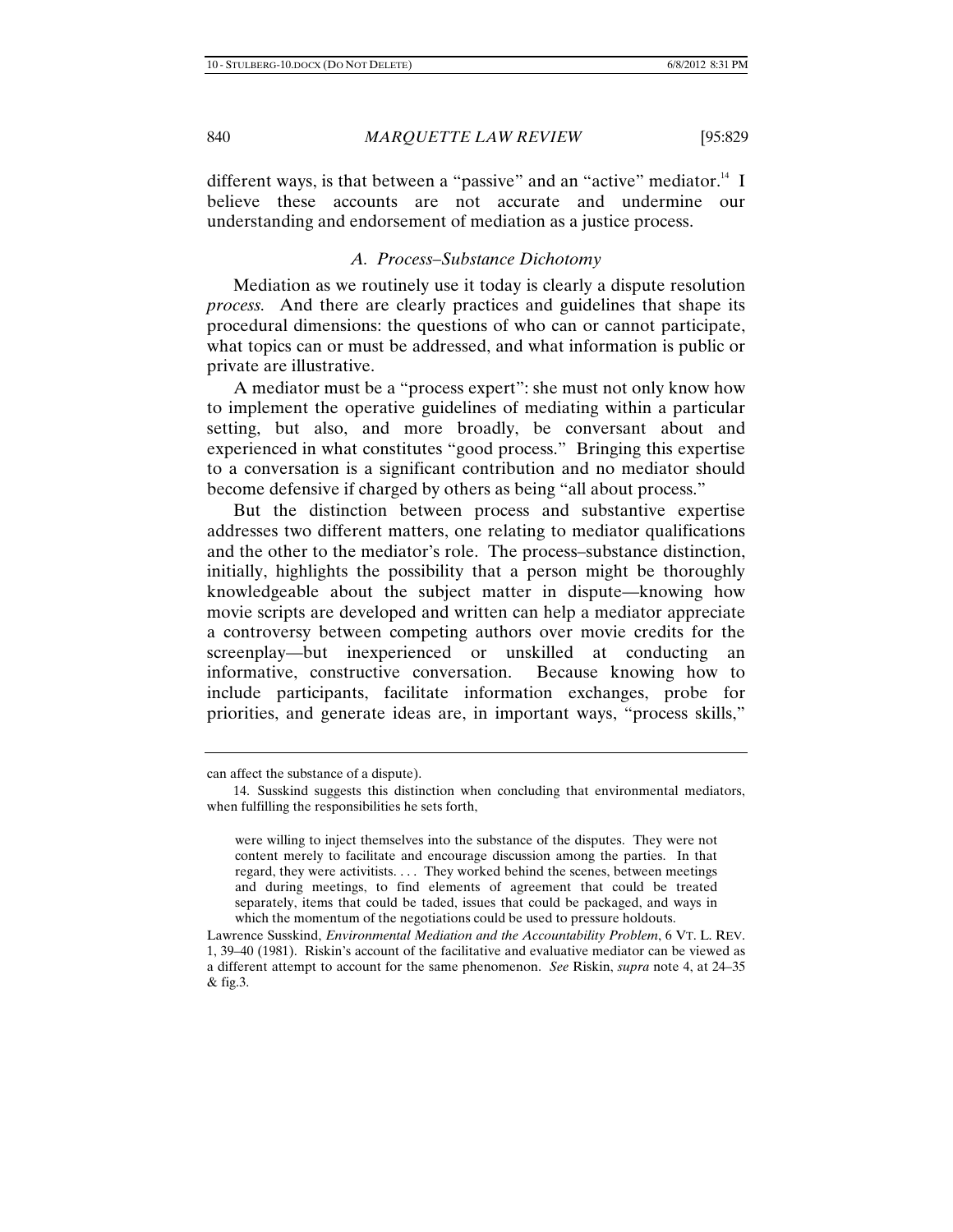different ways, is that between a "passive" and an "active" mediator.[14] I believe these accounts are not accurate and undermine our understanding and endorsement of mediation as a justice process.

### *A. Process–Substance Dichotomy*

Mediation as we routinely use it today is clearly a dispute resolution *process*. And there are clearly practices and guidelines that shape its procedural dimensions: the questions of who can or cannot participate, what topics can or must be addressed, and what information is public or private are illustrative.

A mediator must be a "process expert": she must not only know how to implement the operative guidelines of mediating within a particular setting, but also, and more broadly, be conversant about and experienced in what constitutes "good process." Bringing this expertise to a conversation is a significant contribution and no mediator should become defensive if charged by others as being "all about process."

But the distinction between process and substantive expertise addresses two different matters, one relating to mediator qualifications and the other to the mediator's role. The process–substance distinction, initially, highlights the possibility that a person might be thoroughly knowledgeable about the subject matter in dispute—knowing how movie scripts are developed and written can help a mediator appreciate a controversy between competing authors over movie credits for the screenplay—but inexperienced or unskilled at conducting an informative, constructive conversation. Because knowing how to include participants, facilitate information exchanges, probe for priorities, and generate ideas are, in important ways, "process skills,"

---

can affect the substance of a dispute).

14. Susskind suggests this distinction when concluding that environmental mediators, when fulfilling the responsibilities he sets forth,

> were willing to inject themselves into the substance of the disputes. They were not content merely to facilitate and encourage discussion among the parties. In that regard, they were activitists. . . . They worked behind the scenes, between meetings and during meetings, to find elements of agreement that could be treated separately, items that could be taded, issues that could be packaged, and ways in which the momentum of the negotiations could be used to pressure holdouts.

Lawrence Susskind, *Environmental Mediation and the Accountability Problem*, 6 VT. L. REV. 1, 39–40 (1981). Riskin's account of the facilitative and evaluative mediator can be viewed as a different attempt to account for the same phenomenon. *See* Riskin, *supra* note 4, at 24–35 & fig.3.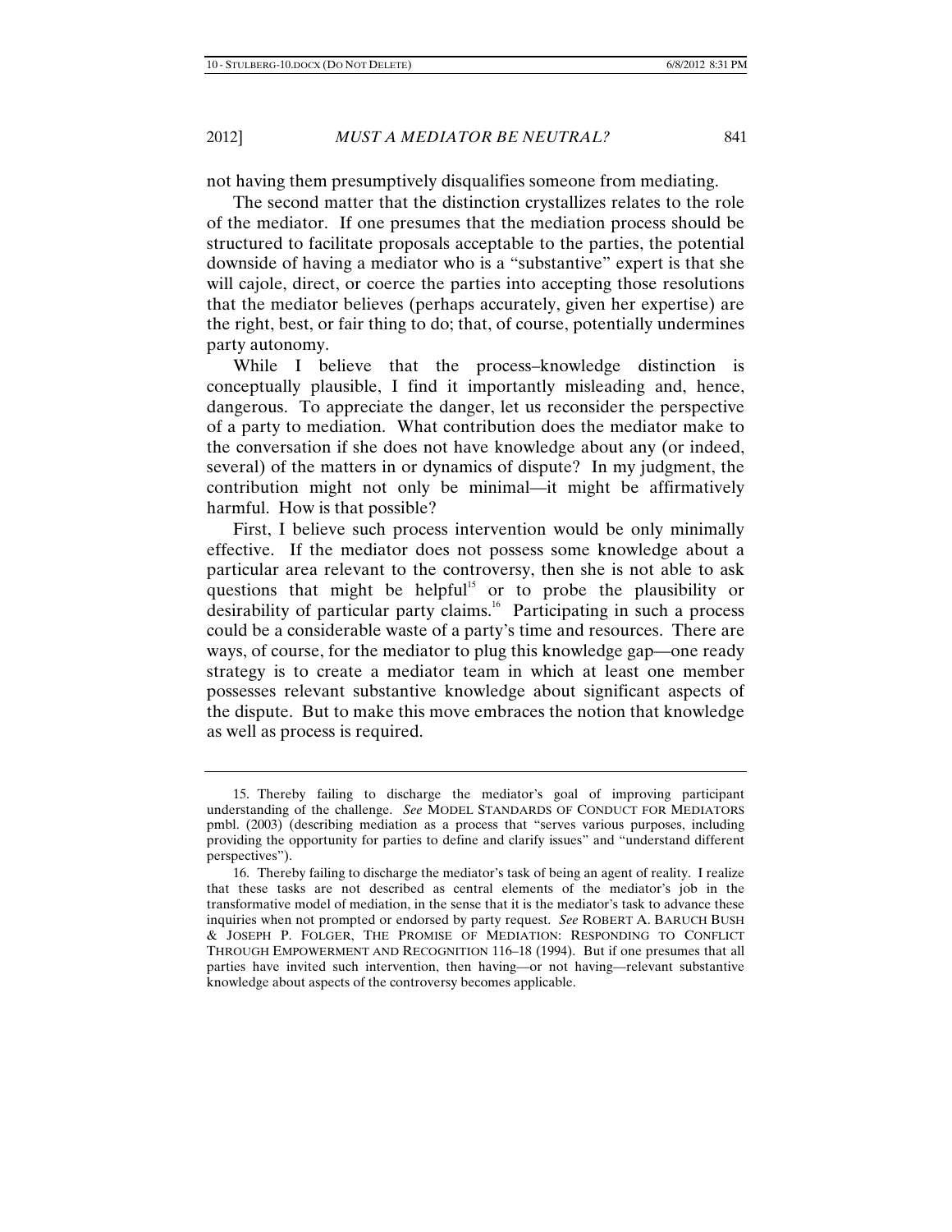not having them presumptively disqualifies someone from mediating.

The second matter that the distinction crystallizes relates to the role of the mediator. If one presumes that the mediation process should be structured to facilitate proposals acceptable to the parties, the potential downside of having a mediator who is a "substantive" expert is that she will cajole, direct, or coerce the parties into accepting those resolutions that the mediator believes (perhaps accurately, given her expertise) are the right, best, or fair thing to do; that, of course, potentially undermines party autonomy.

While I believe that the process–knowledge distinction is conceptually plausible, I find it importantly misleading and, hence, dangerous. To appreciate the danger, let us reconsider the perspective of a party to mediation. What contribution does the mediator make to the conversation if she does not have knowledge about any (or indeed, several) of the matters in or dynamics of dispute? In my judgment, the contribution might not only be minimal—it might be affirmatively harmful. How is that possible?

First, I believe such process intervention would be only minimally effective. If the mediator does not possess some knowledge about a particular area relevant to the controversy, then she is not able to ask questions that might be helpful[15] or to probe the plausibility or desirability of particular party claims.[16] Participating in such a process could be a considerable waste of a party's time and resources. There are ways, of course, for the mediator to plug this knowledge gap—one ready strategy is to create a mediator team in which at least one member possesses relevant substantive knowledge about significant aspects of the dispute. But to make this move embraces the notion that knowledge as well as process is required.

---

15. Thereby failing to discharge the mediator's goal of improving participant understanding of the challenge. *See* MODEL STANDARDS OF CONDUCT FOR MEDIATORS pmbl. (2003) (describing mediation as a process that "serves various purposes, including providing the opportunity for parties to define and clarify issues" and "understand different perspectives").

16. Thereby failing to discharge the mediator's task of being an agent of reality. I realize that these tasks are not described as central elements of the mediator's job in the transformative model of mediation, in the sense that it is the mediator's task to advance these inquiries when not prompted or endorsed by party request. *See* ROBERT A. BARUCH BUSH & JOSEPH P. FOLGER, THE PROMISE OF MEDIATION: RESPONDING TO CONFLICT THROUGH EMPOWERMENT AND RECOGNITION 116–18 (1994). But if one presumes that all parties have invited such intervention, then having—or not having—relevant substantive knowledge about aspects of the controversy becomes applicable.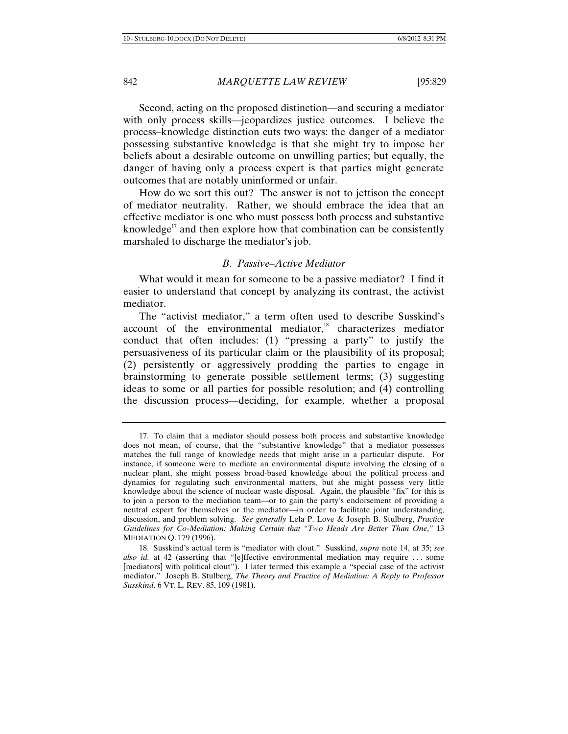Second, acting on the proposed distinction—and securing a mediator with only process skills—jeopardizes justice outcomes. I believe the process–knowledge distinction cuts two ways: the danger of a mediator possessing substantive knowledge is that she might try to impose her beliefs about a desirable outcome on unwilling parties; but equally, the danger of having only a process expert is that parties might generate outcomes that are notably uninformed or unfair.

How do we sort this out? The answer is not to jettison the concept of mediator neutrality. Rather, we should embrace the idea that an effective mediator is one who must possess both process and substantive knowledge[17] and then explore how that combination can be consistently marshaled to discharge the mediator's job.

### *B. Passive–Active Mediator*

What would it mean for someone to be a passive mediator? I find it easier to understand that concept by analyzing its contrast, the activist mediator.

The "activist mediator," a term often used to describe Susskind's account of the environmental mediator,[18] characterizes mediator conduct that often includes: (1) "pressing a party" to justify the persuasiveness of its particular claim or the plausibility of its proposal; (2) persistently or aggressively prodding the parties to engage in brainstorming to generate possible settlement terms; (3) suggesting ideas to some or all parties for possible resolution; and (4) controlling the discussion process—deciding, for example, whether a proposal

---

17. To claim that a mediator should possess both process and substantive knowledge does not mean, of course, that the "substantive knowledge" that a mediator possesses matches the full range of knowledge needs that might arise in a particular dispute. For instance, if someone were to mediate an environmental dispute involving the closing of a nuclear plant, she might possess broad-based knowledge about the political process and dynamics for regulating such environmental matters, but she might possess very little knowledge about the science of nuclear waste disposal. Again, the plausible "fix" for this is to join a person to the mediation team—or to gain the party's endorsement of providing a neutral expert for themselves or the mediator—in order to facilitate joint understanding, discussion, and problem solving. *See generally* Lela P. Love & Joseph B. Stulberg, *Practice Guidelines for Co-Mediation: Making Certain that "Two Heads Are Better Than One*,*"* 13 MEDIATION Q. 179 (1996).

18. Susskind's actual term is "mediator with clout." Susskind, *supra* note 14, at 35; *see also id.* at 42 (asserting that "[e]ffective environmental mediation may require . . . some [mediators] with political clout"). I later termed this example a "special case of the activist mediator." Joseph B. Stulberg, *The Theory and Practice of Mediation: A Reply to Professor Susskind*, 6 VT. L. REV. 85, 109 (1981).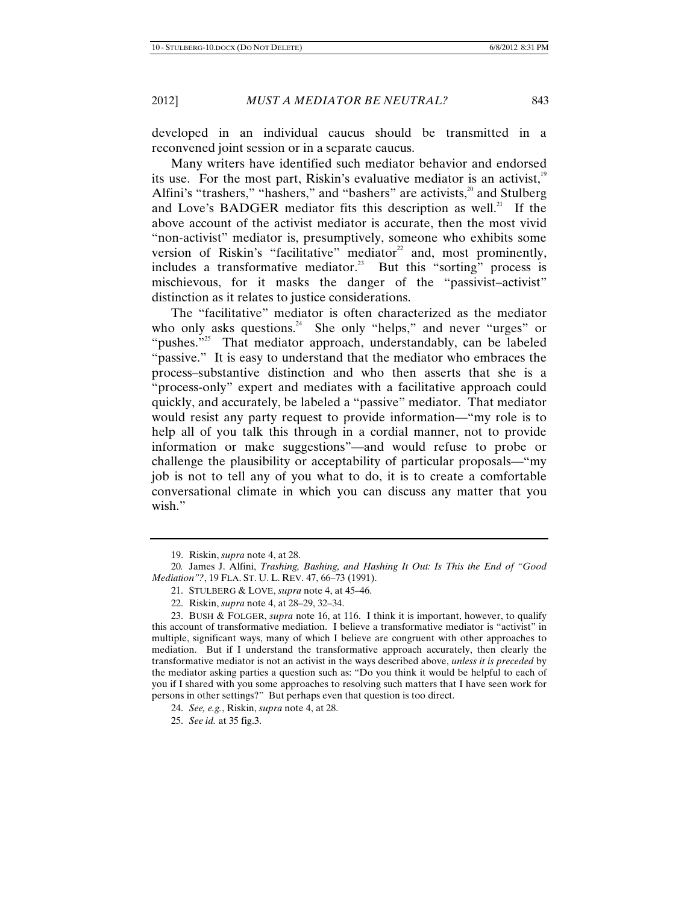developed in an individual caucus should be transmitted in a reconvened joint session or in a separate caucus.

Many writers have identified such mediator behavior and endorsed its use. For the most part, Riskin's evaluative mediator is an activist,[19] Alfini's "trashers," "hashers," and "bashers" are activists,[20] and Stulberg and Love's BADGER mediator fits this description as well.[21] If the above account of the activist mediator is accurate, then the most vivid "non-activist" mediator is, presumptively, someone who exhibits some version of Riskin's "facilitative" mediator[22] and, most prominently, includes a transformative mediator.[23] But this "sorting" process is mischievous, for it masks the danger of the "passivist–activist" distinction as it relates to justice considerations.

The "facilitative" mediator is often characterized as the mediator who only asks questions.[24] She only "helps," and never "urges" or "pushes."[25] That mediator approach, understandably, can be labeled "passive." It is easy to understand that the mediator who embraces the process–substantive distinction and who then asserts that she is a "process-only" expert and mediates with a facilitative approach could quickly, and accurately, be labeled a "passive" mediator. That mediator would resist any party request to provide information—"my role is to help all of you talk this through in a cordial manner, not to provide information or make suggestions"—and would refuse to probe or challenge the plausibility or acceptability of particular proposals—"my job is not to tell any of you what to do, it is to create a comfortable conversational climate in which you can discuss any matter that you wish."

---

19. Riskin, *supra* note 4, at 28.

20. James J. Alfini, *Trashing, Bashing, and Hashing It Out: Is This the End of "Good Mediation"?*, 19 FLA. ST. U. L. REV. 47, 66–73 (1991).

21. STULBERG & LOVE, *supra* note 4, at 45–46.

22. Riskin, *supra* note 4, at 28–29, 32–34.

23. BUSH & FOLGER, *supra* note 16, at 116. I think it is important, however, to qualify this account of transformative mediation. I believe a transformative mediator is "activist" in multiple, significant ways, many of which I believe are congruent with other approaches to mediation. But if I understand the transformative approach accurately, then clearly the transformative mediator is not an activist in the ways described above, *unless it is preceded* by the mediator asking parties a question such as: "Do you think it would be helpful to each of you if I shared with you some approaches to resolving such matters that I have seen work for persons in other settings?" But perhaps even that question is too direct.

24. *See, e.g.*, Riskin, *supra* note 4, at 28.

25. *See id.* at 35 fig.3.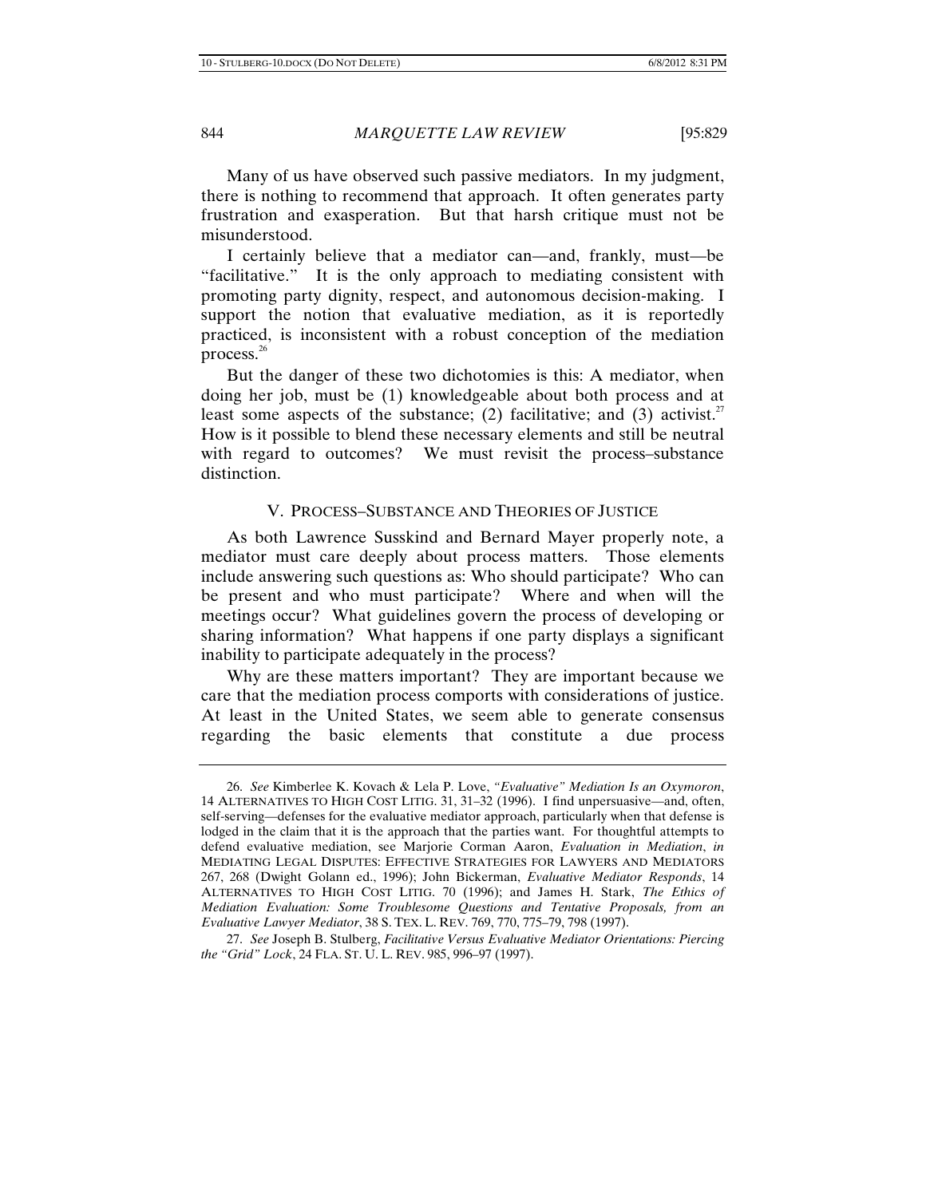Many of us have observed such passive mediators. In my judgment, there is nothing to recommend that approach. It often generates party frustration and exasperation. But that harsh critique must not be misunderstood.

I certainly believe that a mediator can—and, frankly, must—be "facilitative." It is the only approach to mediating consistent with promoting party dignity, respect, and autonomous decision-making. I support the notion that evaluative mediation, as it is reportedly practiced, is inconsistent with a robust conception of the mediation process.[26]

But the danger of these two dichotomies is this: A mediator, when doing her job, must be (1) knowledgeable about both process and at least some aspects of the substance; (2) facilitative; and (3) activist.[27] How is it possible to blend these necessary elements and still be neutral with regard to outcomes? We must revisit the process–substance distinction.

## V. PROCESS–SUBSTANCE AND THEORIES OF JUSTICE

As both Lawrence Susskind and Bernard Mayer properly note, a mediator must care deeply about process matters. Those elements include answering such questions as: Who should participate? Who can be present and who must participate? Where and when will the meetings occur? What guidelines govern the process of developing or sharing information? What happens if one party displays a significant inability to participate adequately in the process?

Why are these matters important? They are important because we care that the mediation process comports with considerations of justice. At least in the United States, we seem able to generate consensus regarding the basic elements that constitute a due process

---

26. *See* Kimberlee K. Kovach & Lela P. Love, *"Evaluative" Mediation Is an Oxymoron*, 14 ALTERNATIVES TO HIGH COST LITIG. 31, 31–32 (1996). I find unpersuasive—and, often, self-serving—defenses for the evaluative mediator approach, particularly when that defense is lodged in the claim that it is the approach that the parties want. For thoughtful attempts to defend evaluative mediation, see Marjorie Corman Aaron, *Evaluation in Mediation*, *in* MEDIATING LEGAL DISPUTES: EFFECTIVE STRATEGIES FOR LAWYERS AND MEDIATORS 267, 268 (Dwight Golann ed., 1996); John Bickerman, *Evaluative Mediator Responds*, 14 ALTERNATIVES TO HIGH COST LITIG. 70 (1996); and James H. Stark, *The Ethics of Mediation Evaluation: Some Troublesome Questions and Tentative Proposals, from an Evaluative Lawyer Mediator*, 38 S. TEX. L. REV. 769, 770, 775–79, 798 (1997).

27. *See* Joseph B. Stulberg, *Facilitative Versus Evaluative Mediator Orientations: Piercing the "Grid" Lock*, 24 FLA. ST. U. L. REV. 985, 996–97 (1997).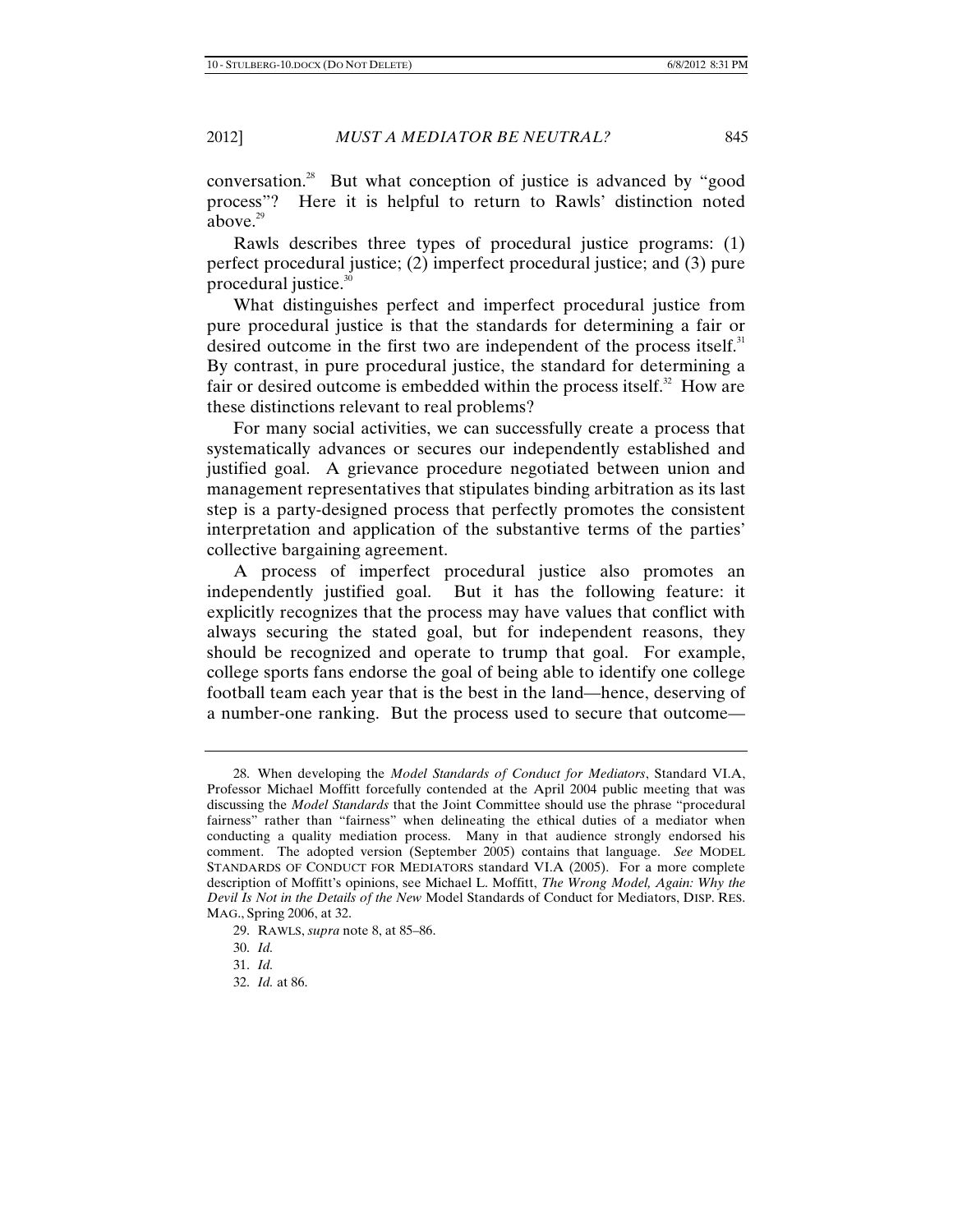conversation.[28] But what conception of justice is advanced by "good process"? Here it is helpful to return to Rawls' distinction noted above.[29]

Rawls describes three types of procedural justice programs: (1) perfect procedural justice; (2) imperfect procedural justice; and (3) pure procedural justice.[30]

What distinguishes perfect and imperfect procedural justice from pure procedural justice is that the standards for determining a fair or desired outcome in the first two are independent of the process itself.[31] By contrast, in pure procedural justice, the standard for determining a fair or desired outcome is embedded within the process itself.[32] How are these distinctions relevant to real problems?

For many social activities, we can successfully create a process that systematically advances or secures our independently established and justified goal. A grievance procedure negotiated between union and management representatives that stipulates binding arbitration as its last step is a party-designed process that perfectly promotes the consistent interpretation and application of the substantive terms of the parties' collective bargaining agreement.

A process of imperfect procedural justice also promotes an independently justified goal. But it has the following feature: it explicitly recognizes that the process may have values that conflict with always securing the stated goal, but for independent reasons, they should be recognized and operate to trump that goal. For example, college sports fans endorse the goal of being able to identify one college football team each year that is the best in the land—hence, deserving of a number-one ranking. But the process used to secure that outcome—

---

28. When developing the *Model Standards of Conduct for Mediators*, Standard VI.A, Professor Michael Moffitt forcefully contended at the April 2004 public meeting that was discussing the *Model Standards* that the Joint Committee should use the phrase "procedural fairness" rather than "fairness" when delineating the ethical duties of a mediator when conducting a quality mediation process. Many in that audience strongly endorsed his comment. The adopted version (September 2005) contains that language. *See* MODEL STANDARDS OF CONDUCT FOR MEDIATORS standard VI.A (2005). For a more complete description of Moffitt's opinions, see Michael L. Moffitt, *The Wrong Model, Again: Why the Devil Is Not in the Details of the New* Model Standards of Conduct for Mediators, DISP. RES. MAG., Spring 2006, at 32.

29. RAWLS, *supra* note 8, at 85–86.

30. *Id.*

31. *Id.*

32. *Id.* at 86.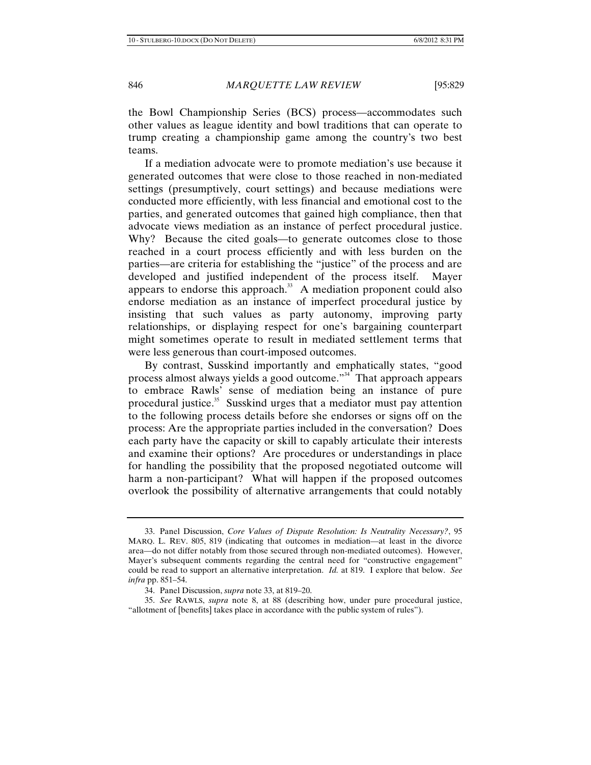the Bowl Championship Series (BCS) process—accommodates such other values as league identity and bowl traditions that can operate to trump creating a championship game among the country's two best teams.

If a mediation advocate were to promote mediation's use because it generated outcomes that were close to those reached in non-mediated settings (presumptively, court settings) and because mediations were conducted more efficiently, with less financial and emotional cost to the parties, and generated outcomes that gained high compliance, then that advocate views mediation as an instance of perfect procedural justice. Why? Because the cited goals—to generate outcomes close to those reached in a court process efficiently and with less burden on the parties—are criteria for establishing the "justice" of the process and are developed and justified independent of the process itself. Mayer appears to endorse this approach.[33] A mediation proponent could also endorse mediation as an instance of imperfect procedural justice by insisting that such values as party autonomy, improving party relationships, or displaying respect for one's bargaining counterpart might sometimes operate to result in mediated settlement terms that were less generous than court-imposed outcomes.

By contrast, Susskind importantly and emphatically states, "good process almost always yields a good outcome."[34] That approach appears to embrace Rawls' sense of mediation being an instance of pure procedural justice.[35] Susskind urges that a mediator must pay attention to the following process details before she endorses or signs off on the process: Are the appropriate parties included in the conversation? Does each party have the capacity or skill to capably articulate their interests and examine their options? Are procedures or understandings in place for handling the possibility that the proposed negotiated outcome will harm a non-participant? What will happen if the proposed outcomes overlook the possibility of alternative arrangements that could notably

---

33. Panel Discussion, *Core Values of Dispute Resolution: Is Neutrality Necessary?*, 95 MARQ. L. REV. 805, 819 (indicating that outcomes in mediation—at least in the divorce area—do not differ notably from those secured through non-mediated outcomes). However, Mayer's subsequent comments regarding the central need for "constructive engagement" could be read to support an alternative interpretation. *Id.* at 819. I explore that below. *See infra* pp. 851–54.

34. Panel Discussion, *supra* note 33, at 819–20.

35. *See* RAWLS, *supra* note 8, at 88 (describing how, under pure procedural justice, "allotment of [benefits] takes place in accordance with the public system of rules").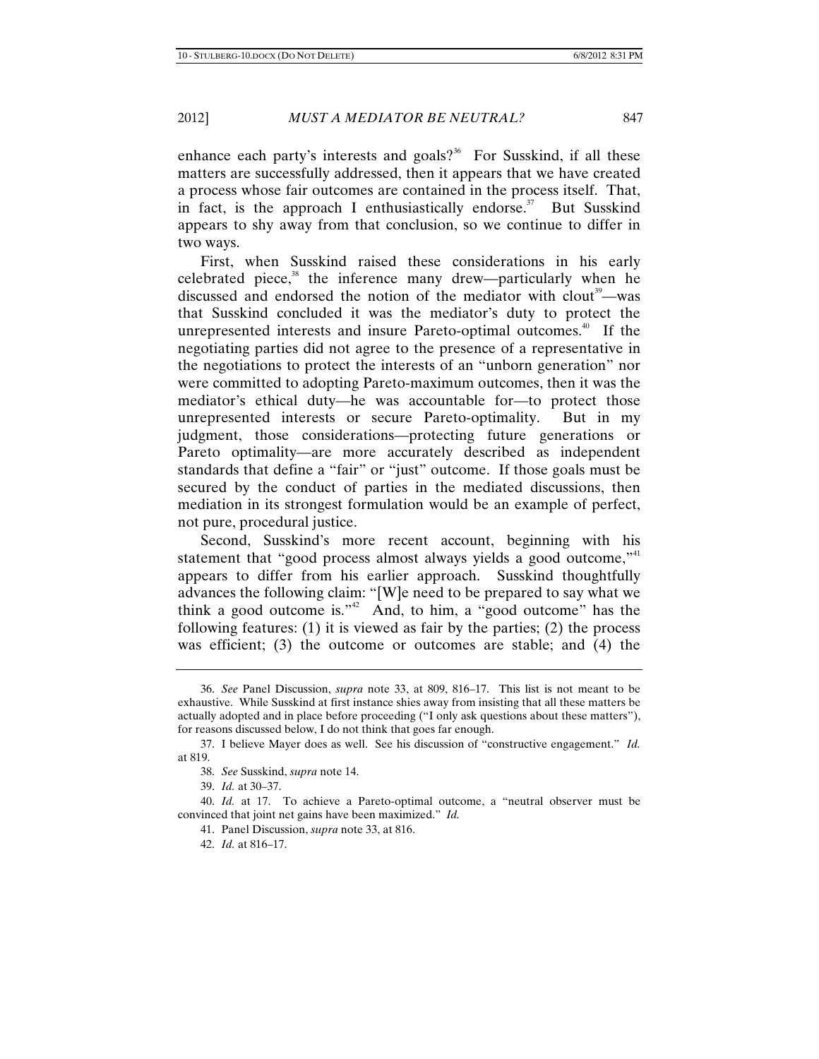enhance each party's interests and goals?[36] For Susskind, if all these matters are successfully addressed, then it appears that we have created a process whose fair outcomes are contained in the process itself. That, in fact, is the approach I enthusiastically endorse.[37] But Susskind appears to shy away from that conclusion, so we continue to differ in two ways.

First, when Susskind raised these considerations in his early celebrated piece,[38] the inference many drew—particularly when he discussed and endorsed the notion of the mediator with clout[39]—was that Susskind concluded it was the mediator's duty to protect the unrepresented interests and insure Pareto-optimal outcomes.[40] If the negotiating parties did not agree to the presence of a representative in the negotiations to protect the interests of an "unborn generation" nor were committed to adopting Pareto-maximum outcomes, then it was the mediator's ethical duty—he was accountable for—to protect those unrepresented interests or secure Pareto-optimality. But in my judgment, those considerations—protecting future generations or Pareto optimality—are more accurately described as independent standards that define a "fair" or "just" outcome. If those goals must be secured by the conduct of parties in the mediated discussions, then mediation in its strongest formulation would be an example of perfect, not pure, procedural justice.

Second, Susskind's more recent account, beginning with his statement that "good process almost always yields a good outcome,"[41] appears to differ from his earlier approach. Susskind thoughtfully advances the following claim: "[W]e need to be prepared to say what we think a good outcome is."[42] And, to him, a "good outcome" has the following features: (1) it is viewed as fair by the parties; (2) the process was efficient; (3) the outcome or outcomes are stable; and (4) the

---

36. *See* Panel Discussion, *supra* note 33, at 809, 816–17. This list is not meant to be exhaustive. While Susskind at first instance shies away from insisting that all these matters be actually adopted and in place before proceeding ("I only ask questions about these matters"), for reasons discussed below, I do not think that goes far enough.

37. I believe Mayer does as well. See his discussion of "constructive engagement." *Id.* at 819.

38. *See* Susskind, *supra* note 14.

39. *Id.* at 30–37.

40. *Id.* at 17. To achieve a Pareto-optimal outcome, a "neutral observer must be convinced that joint net gains have been maximized." *Id.*

41. Panel Discussion, *supra* note 33, at 816.

42. *Id.* at 816–17.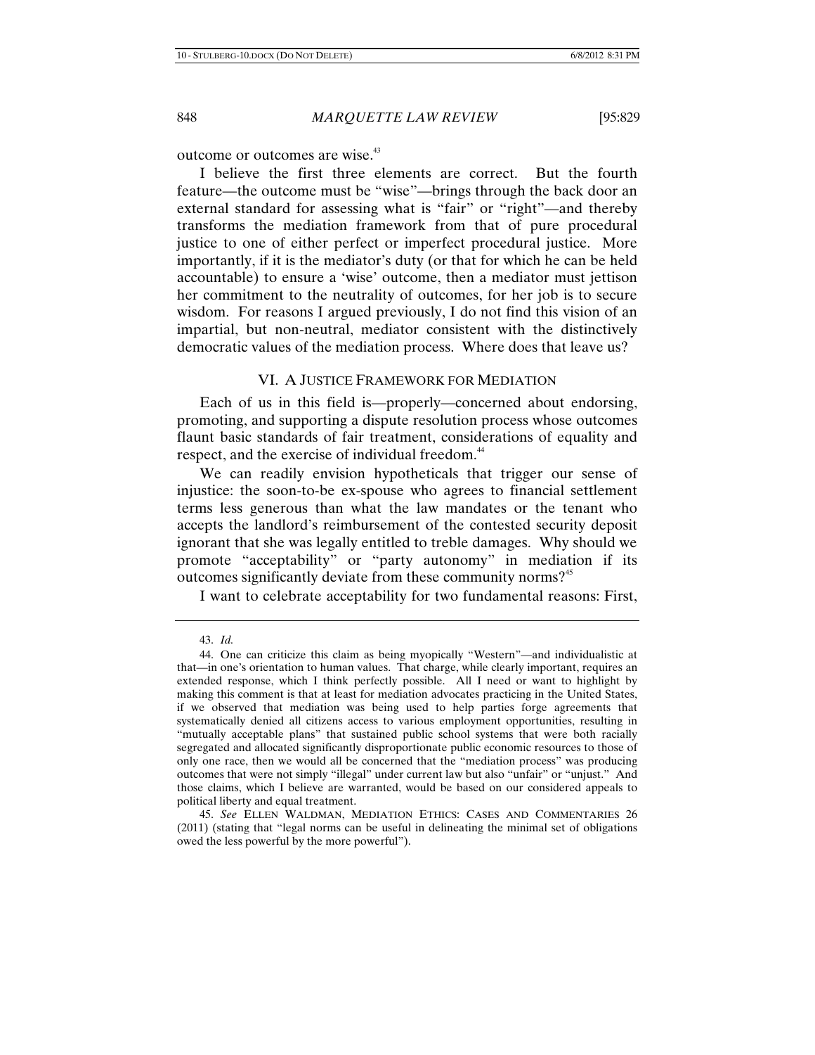outcome or outcomes are wise.[43]

I believe the first three elements are correct. But the fourth feature—the outcome must be "wise"—brings through the back door an external standard for assessing what is "fair" or "right"—and thereby transforms the mediation framework from that of pure procedural justice to one of either perfect or imperfect procedural justice. More importantly, if it is the mediator's duty (or that for which he can be held accountable) to ensure a 'wise' outcome, then a mediator must jettison her commitment to the neutrality of outcomes, for her job is to secure wisdom. For reasons I argued previously, I do not find this vision of an impartial, but non-neutral, mediator consistent with the distinctively democratic values of the mediation process. Where does that leave us?

## VI. A JUSTICE FRAMEWORK FOR MEDIATION

Each of us in this field is—properly—concerned about endorsing, promoting, and supporting a dispute resolution process whose outcomes flaunt basic standards of fair treatment, considerations of equality and respect, and the exercise of individual freedom.[44]

We can readily envision hypotheticals that trigger our sense of injustice: the soon-to-be ex-spouse who agrees to financial settlement terms less generous than what the law mandates or the tenant who accepts the landlord's reimbursement of the contested security deposit ignorant that she was legally entitled to treble damages. Why should we promote "acceptability" or "party autonomy" in mediation if its outcomes significantly deviate from these community norms?[45]

I want to celebrate acceptability for two fundamental reasons: First,

---

43. *Id.*

44. One can criticize this claim as being myopically "Western"—and individualistic at that—in one's orientation to human values. That charge, while clearly important, requires an extended response, which I think perfectly possible. All I need or want to highlight by making this comment is that at least for mediation advocates practicing in the United States, if we observed that mediation was being used to help parties forge agreements that systematically denied all citizens access to various employment opportunities, resulting in "mutually acceptable plans" that sustained public school systems that were both racially segregated and allocated significantly disproportionate public economic resources to those of only one race, then we would all be concerned that the "mediation process" was producing outcomes that were not simply "illegal" under current law but also "unfair" or "unjust." And those claims, which I believe are warranted, would be based on our considered appeals to political liberty and equal treatment.

45. *See* ELLEN WALDMAN, MEDIATION ETHICS: CASES AND COMMENTARIES 26 (2011) (stating that "legal norms can be useful in delineating the minimal set of obligations owed the less powerful by the more powerful").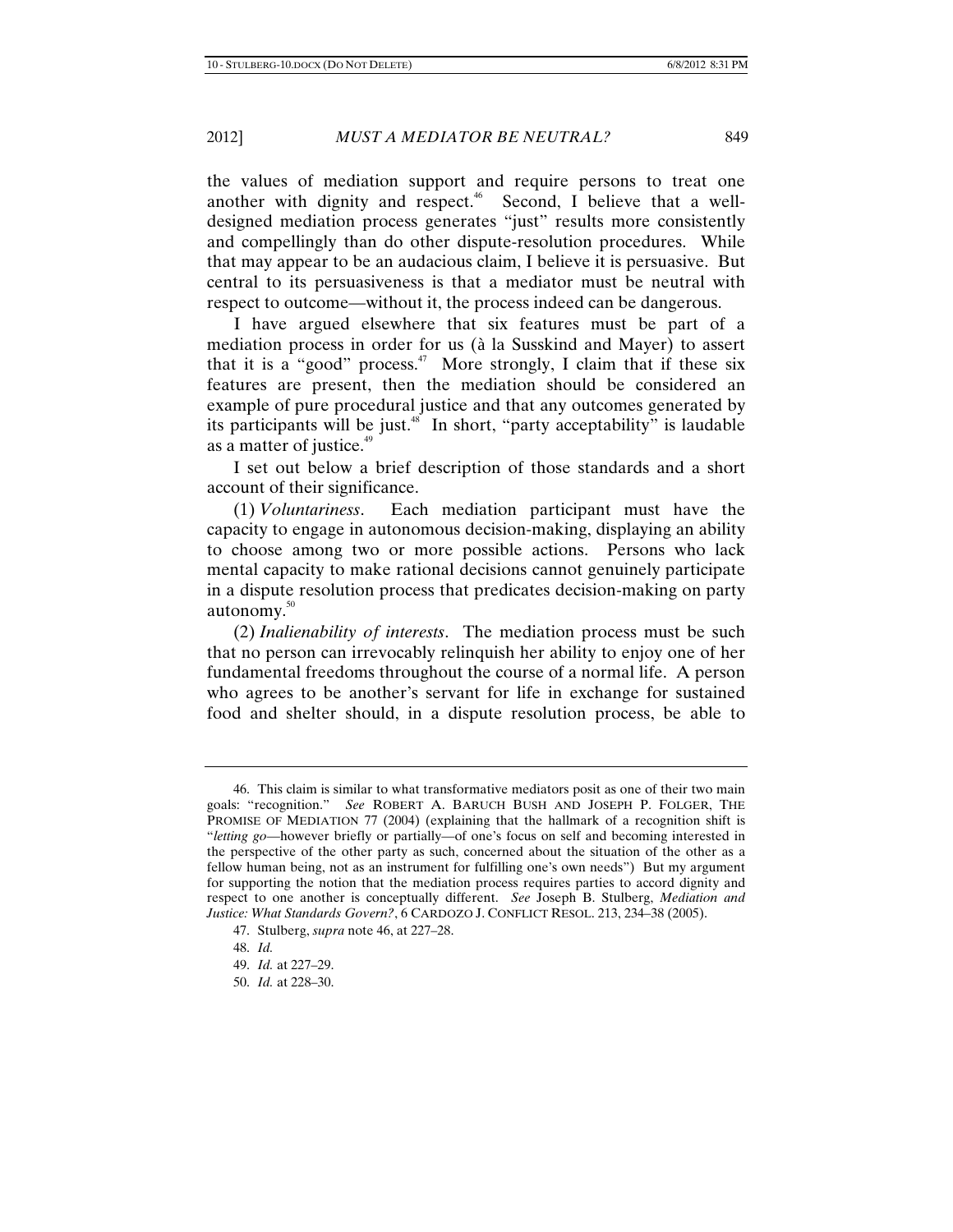the values of mediation support and require persons to treat one another with dignity and respect.[46] Second, I believe that a well-designed mediation process generates "just" results more consistently and compellingly than do other dispute-resolution procedures. While that may appear to be an audacious claim, I believe it is persuasive. But central to its persuasiveness is that a mediator must be neutral with respect to outcome—without it, the process indeed can be dangerous.

I have argued elsewhere that six features must be part of a mediation process in order for us (à la Susskind and Mayer) to assert that it is a "good" process.[47] More strongly, I claim that if these six features are present, then the mediation should be considered an example of pure procedural justice and that any outcomes generated by its participants will be just.[48] In short, "party acceptability" is laudable as a matter of justice.[49]

I set out below a brief description of those standards and a short account of their significance.

(1) *Voluntariness*. Each mediation participant must have the capacity to engage in autonomous decision-making, displaying an ability to choose among two or more possible actions. Persons who lack mental capacity to make rational decisions cannot genuinely participate in a dispute resolution process that predicates decision-making on party autonomy.[50]

(2) *Inalienability of interests*. The mediation process must be such that no person can irrevocably relinquish her ability to enjoy one of her fundamental freedoms throughout the course of a normal life. A person who agrees to be another's servant for life in exchange for sustained food and shelter should, in a dispute resolution process, be able to

---

46. This claim is similar to what transformative mediators posit as one of their two main goals: "recognition." *See* ROBERT A. BARUCH BUSH AND JOSEPH P. FOLGER, THE PROMISE OF MEDIATION 77 (2004) (explaining that the hallmark of a recognition shift is "*letting go*—however briefly or partially—of one's focus on self and becoming interested in the perspective of the other party as such, concerned about the situation of the other as a fellow human being, not as an instrument for fulfilling one's own needs") But my argument for supporting the notion that the mediation process requires parties to accord dignity and respect to one another is conceptually different. *See* Joseph B. Stulberg, *Mediation and Justice: What Standards Govern?*, 6 CARDOZO J. CONFLICT RESOL. 213, 234–38 (2005).

47. Stulberg, *supra* note 46, at 227–28.

48. *Id.*

49. *Id.* at 227–29.

50. *Id.* at 228–30.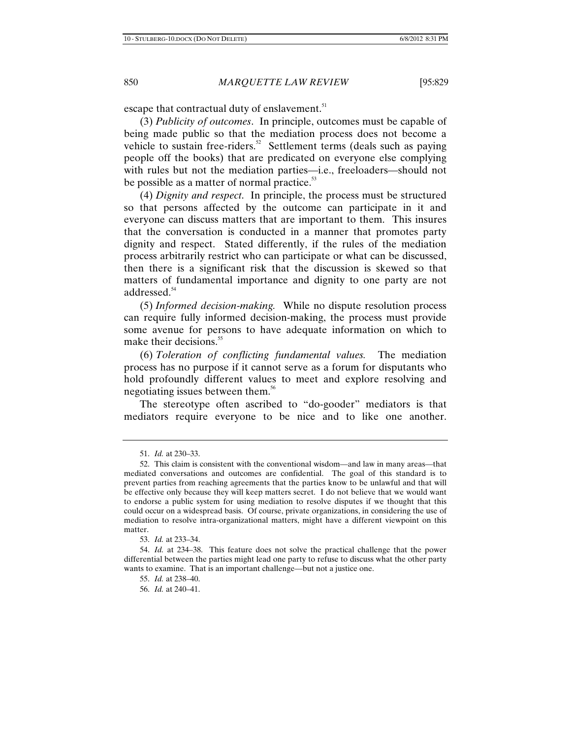escape that contractual duty of enslavement.[51]

(3) *Publicity of outcomes*. In principle, outcomes must be capable of being made public so that the mediation process does not become a vehicle to sustain free-riders.[52] Settlement terms (deals such as paying people off the books) that are predicated on everyone else complying with rules but not the mediation parties—i.e., freeloaders—should not be possible as a matter of normal practice.[53]

(4) *Dignity and respect*. In principle, the process must be structured so that persons affected by the outcome can participate in it and everyone can discuss matters that are important to them. This insures that the conversation is conducted in a manner that promotes party dignity and respect. Stated differently, if the rules of the mediation process arbitrarily restrict who can participate or what can be discussed, then there is a significant risk that the discussion is skewed so that matters of fundamental importance and dignity to one party are not addressed.[54]

(5) *Informed decision-making.* While no dispute resolution process can require fully informed decision-making, the process must provide some avenue for persons to have adequate information on which to make their decisions.[55]

(6) *Toleration of conflicting fundamental values.* The mediation process has no purpose if it cannot serve as a forum for disputants who hold profoundly different values to meet and explore resolving and negotiating issues between them.[56]

The stereotype often ascribed to "do-gooder" mediators is that mediators require everyone to be nice and to like one another.

---

51. *Id.* at 230–33.

52. This claim is consistent with the conventional wisdom—and law in many areas—that mediated conversations and outcomes are confidential. The goal of this standard is to prevent parties from reaching agreements that the parties know to be unlawful and that will be effective only because they will keep matters secret. I do not believe that we would want to endorse a public system for using mediation to resolve disputes if we thought that this could occur on a widespread basis. Of course, private organizations, in considering the use of mediation to resolve intra-organizational matters, might have a different viewpoint on this matter.

53. *Id.* at 233–34.

54. *Id.* at 234–38. This feature does not solve the practical challenge that the power differential between the parties might lead one party to refuse to discuss what the other party wants to examine. That is an important challenge—but not a justice one.

55. *Id.* at 238–40.

56. *Id.* at 240–41.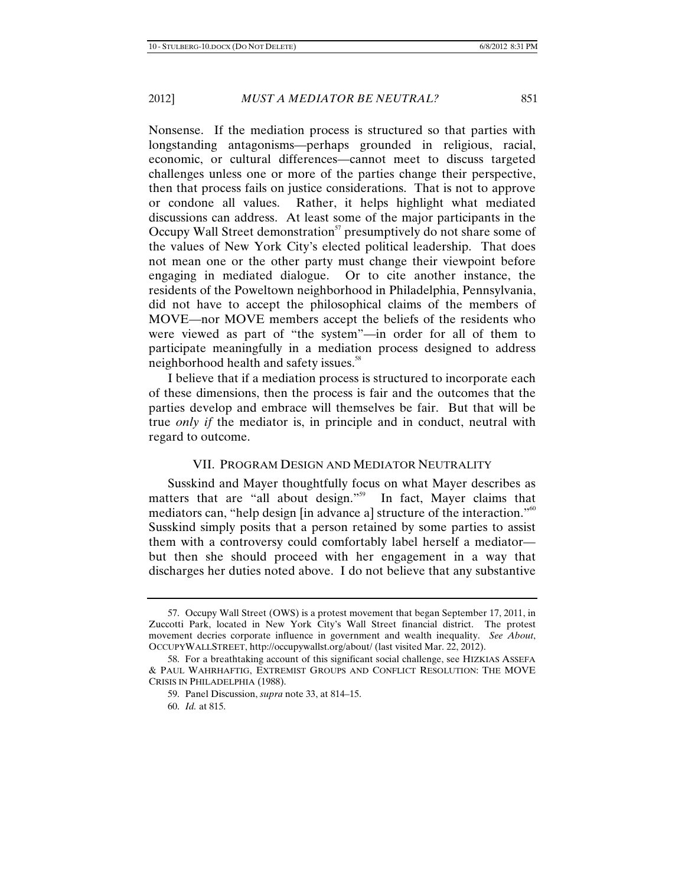Nonsense. If the mediation process is structured so that parties with longstanding antagonisms—perhaps grounded in religious, racial, economic, or cultural differences—cannot meet to discuss targeted challenges unless one or more of the parties change their perspective, then that process fails on justice considerations. That is not to approve or condone all values. Rather, it helps highlight what mediated discussions can address. At least some of the major participants in the Occupy Wall Street demonstration[57] presumptively do not share some of the values of New York City's elected political leadership. That does not mean one or the other party must change their viewpoint before engaging in mediated dialogue. Or to cite another instance, the residents of the Poweltown neighborhood in Philadelphia, Pennsylvania, did not have to accept the philosophical claims of the members of MOVE—nor MOVE members accept the beliefs of the residents who were viewed as part of "the system"—in order for all of them to participate meaningfully in a mediation process designed to address neighborhood health and safety issues.[58]

I believe that if a mediation process is structured to incorporate each of these dimensions, then the process is fair and the outcomes that the parties develop and embrace will themselves be fair. But that will be true *only if* the mediator is, in principle and in conduct, neutral with regard to outcome.

## VII. Program Design and Mediator Neutrality

Susskind and Mayer thoughtfully focus on what Mayer describes as matters that are "all about design."[59] In fact, Mayer claims that mediators can, "help design [in advance a] structure of the interaction."[60] Susskind simply posits that a person retained by some parties to assist them with a controversy could comfortably label herself a mediator—but then she should proceed with her engagement in a way that discharges her duties noted above. I do not believe that any substantive

---

57. Occupy Wall Street (OWS) is a protest movement that began September 17, 2011, in Zuccotti Park, located in New York City's Wall Street financial district. The protest movement decries corporate influence in government and wealth inequality. *See About*, OCCUPYWALLSTREET, http://occupywallst.org/about/ (last visited Mar. 22, 2012).

58. For a breathtaking account of this significant social challenge, see HIZKIAS ASSEFA & PAUL WAHRHAFTIG, EXTREMIST GROUPS AND CONFLICT RESOLUTION: THE MOVE CRISIS IN PHILADELPHIA (1988).

59. Panel Discussion, *supra* note 33, at 814–15.

60. *Id.* at 815.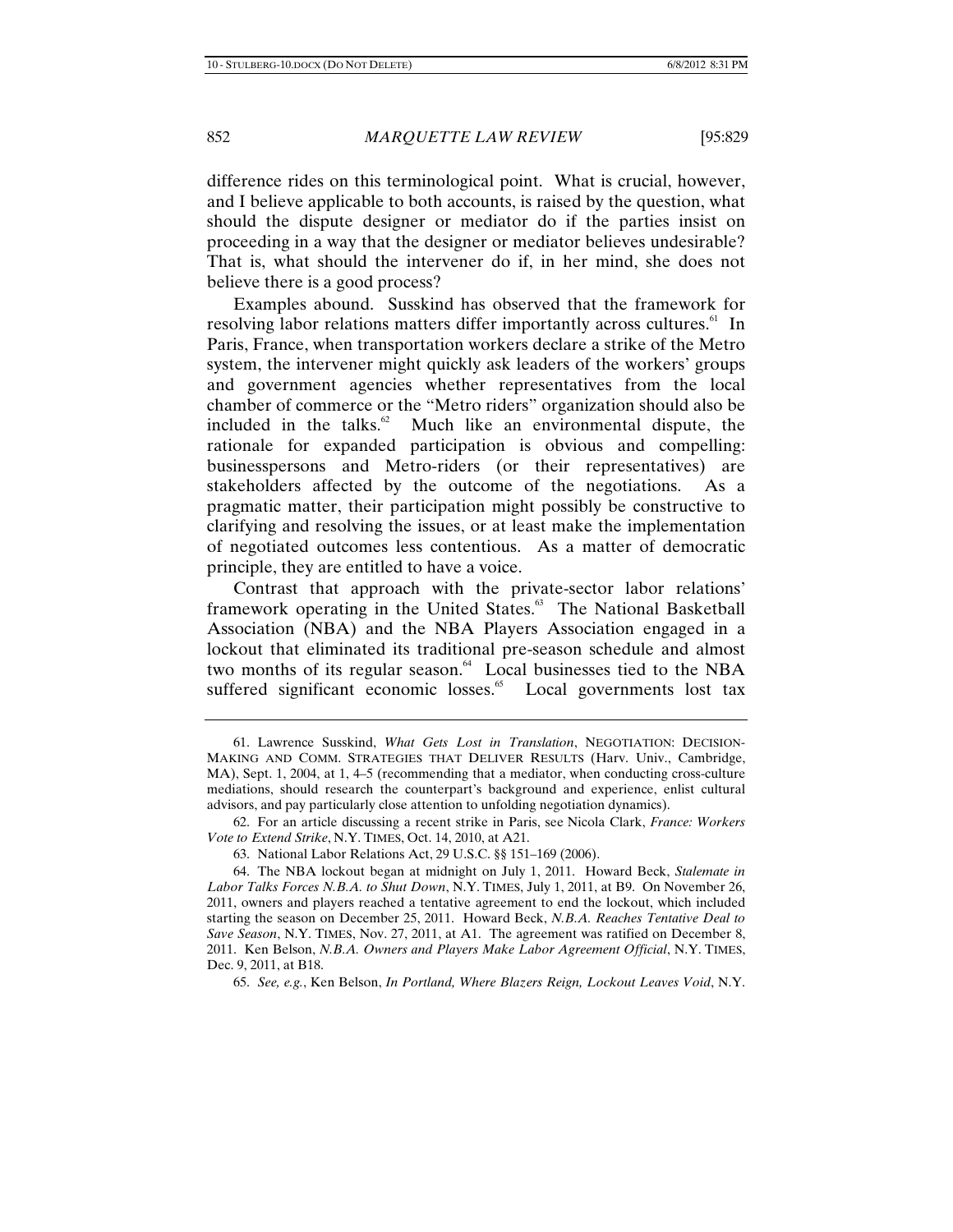difference rides on this terminological point. What is crucial, however, and I believe applicable to both accounts, is raised by the question, what should the dispute designer or mediator do if the parties insist on proceeding in a way that the designer or mediator believes undesirable? That is, what should the intervener do if, in her mind, she does not believe there is a good process?

Examples abound. Susskind has observed that the framework for resolving labor relations matters differ importantly across cultures.[61] In Paris, France, when transportation workers declare a strike of the Metro system, the intervener might quickly ask leaders of the workers' groups and government agencies whether representatives from the local chamber of commerce or the "Metro riders" organization should also be included in the talks.[62] Much like an environmental dispute, the rationale for expanded participation is obvious and compelling: businesspersons and Metro-riders (or their representatives) are stakeholders affected by the outcome of the negotiations. As a pragmatic matter, their participation might possibly be constructive to clarifying and resolving the issues, or at least make the implementation of negotiated outcomes less contentious. As a matter of democratic principle, they are entitled to have a voice.

Contrast that approach with the private-sector labor relations' framework operating in the United States.[63] The National Basketball Association (NBA) and the NBA Players Association engaged in a lockout that eliminated its traditional pre-season schedule and almost two months of its regular season.[64] Local businesses tied to the NBA suffered significant economic losses.[65] Local governments lost tax

---

61. Lawrence Susskind, *What Gets Lost in Translation*, NEGOTIATION: DECISION-MAKING AND COMM. STRATEGIES THAT DELIVER RESULTS (Harv. Univ., Cambridge, MA), Sept. 1, 2004, at 1, 4–5 (recommending that a mediator, when conducting cross-culture mediations, should research the counterpart's background and experience, enlist cultural advisors, and pay particularly close attention to unfolding negotiation dynamics).

62. For an article discussing a recent strike in Paris, see Nicola Clark, *France: Workers Vote to Extend Strike*, N.Y. TIMES, Oct. 14, 2010, at A21.

63. National Labor Relations Act, 29 U.S.C. §§ 151–169 (2006).

64. The NBA lockout began at midnight on July 1, 2011. Howard Beck, *Stalemate in Labor Talks Forces N.B.A. to Shut Down*, N.Y. TIMES, July 1, 2011, at B9. On November 26, 2011, owners and players reached a tentative agreement to end the lockout, which included starting the season on December 25, 2011. Howard Beck, *N.B.A. Reaches Tentative Deal to Save Season*, N.Y. TIMES, Nov. 27, 2011, at A1. The agreement was ratified on December 8, 2011. Ken Belson, *N.B.A. Owners and Players Make Labor Agreement Official*, N.Y. TIMES, Dec. 9, 2011, at B18.

65. *See, e.g.*, Ken Belson, *In Portland, Where Blazers Reign, Lockout Leaves Void*, N.Y.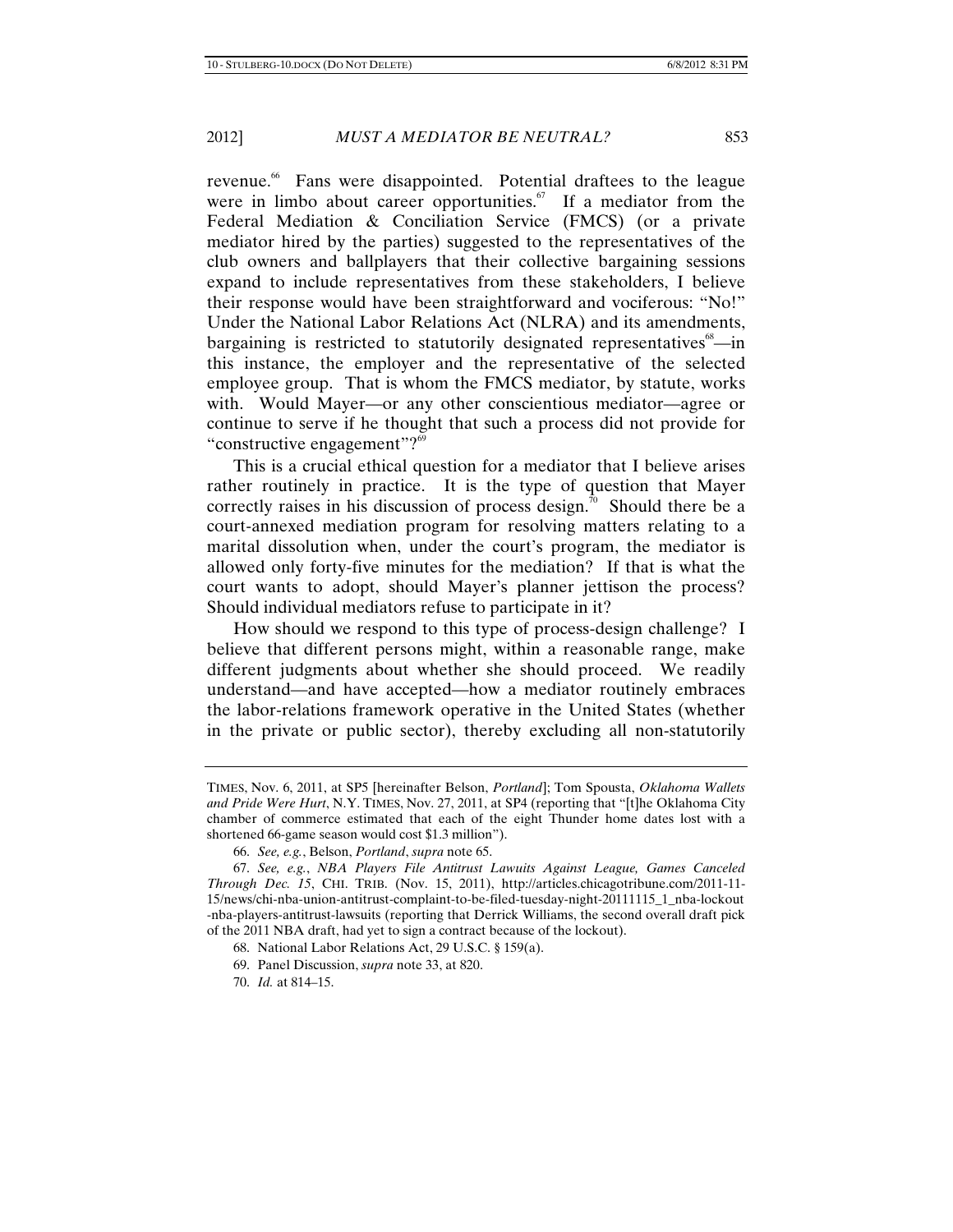revenue.[66] Fans were disappointed. Potential draftees to the league were in limbo about career opportunities.[67] If a mediator from the Federal Mediation & Conciliation Service (FMCS) (or a private mediator hired by the parties) suggested to the representatives of the club owners and ballplayers that their collective bargaining sessions expand to include representatives from these stakeholders, I believe their response would have been straightforward and vociferous: "No!" Under the National Labor Relations Act (NLRA) and its amendments, bargaining is restricted to statutorily designated representatives[68]—in this instance, the employer and the representative of the selected employee group. That is whom the FMCS mediator, by statute, works with. Would Mayer—or any other conscientious mediator—agree or continue to serve if he thought that such a process did not provide for "constructive engagement"?[69]

This is a crucial ethical question for a mediator that I believe arises rather routinely in practice. It is the type of question that Mayer correctly raises in his discussion of process design.[70] Should there be a court-annexed mediation program for resolving matters relating to a marital dissolution when, under the court's program, the mediator is allowed only forty-five minutes for the mediation? If that is what the court wants to adopt, should Mayer's planner jettison the process? Should individual mediators refuse to participate in it?

How should we respond to this type of process-design challenge? I believe that different persons might, within a reasonable range, make different judgments about whether she should proceed. We readily understand—and have accepted—how a mediator routinely embraces the labor-relations framework operative in the United States (whether in the private or public sector), thereby excluding all non-statutorily

---

TIMES, Nov. 6, 2011, at SP5 [hereinafter Belson, *Portland*]; Tom Spousta, *Oklahoma Wallets and Pride Were Hurt*, N.Y. TIMES, Nov. 27, 2011, at SP4 (reporting that "[t]he Oklahoma City chamber of commerce estimated that each of the eight Thunder home dates lost with a shortened 66-game season would cost $1.3 million").

66. *See, e.g.*, Belson, *Portland*, *supra* note 65.

67. *See, e.g.*, *NBA Players File Antitrust Lawsuits Against League, Games Canceled Through Dec. 15*, CHI. TRIB. (Nov. 15, 2011), http://articles.chicagotribune.com/2011-11-15/news/chi-nba-union-antitrust-complaint-to-be-filed-tuesday-night-20111115_1_nba-lockout-nba-players-antitrust-lawsuits (reporting that Derrick Williams, the second overall draft pick of the 2011 NBA draft, had yet to sign a contract because of the lockout).

68. National Labor Relations Act, 29 U.S.C. § 159(a).

69. Panel Discussion, *supra* note 33, at 820.

70. *Id.* at 814–15.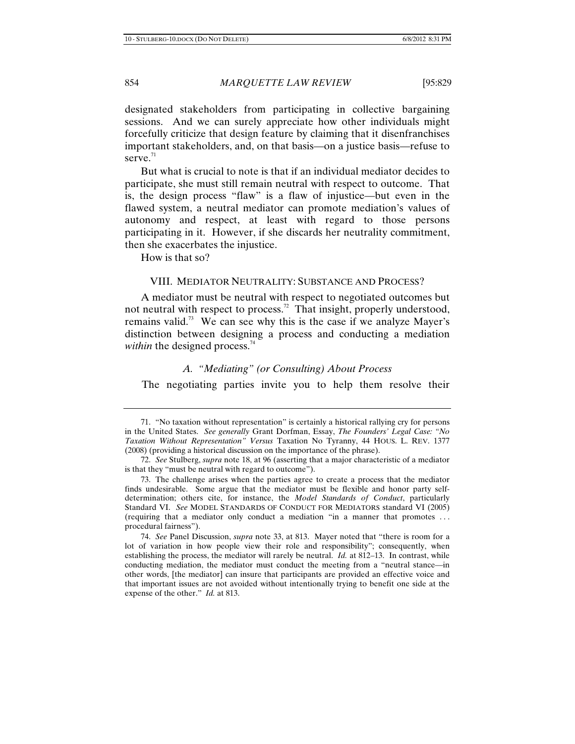designated stakeholders from participating in collective bargaining sessions. And we can surely appreciate how other individuals might forcefully criticize that design feature by claiming that it disenfranchises important stakeholders, and, on that basis—on a justice basis—refuse to serve.[71]

But what is crucial to note is that if an individual mediator decides to participate, she must still remain neutral with respect to outcome. That is, the design process "flaw" is a flaw of injustice—but even in the flawed system, a neutral mediator can promote mediation's values of autonomy and respect, at least with regard to those persons participating in it. However, if she discards her neutrality commitment, then she exacerbates the injustice.

How is that so?

## VIII. Mediator Neutrality: Substance and Process?

A mediator must be neutral with respect to negotiated outcomes but not neutral with respect to process.[72] That insight, properly understood, remains valid.[73] We can see why this is the case if we analyze Mayer's distinction between designing a process and conducting a mediation *within* the designed process.[74]

### A. *"Mediating" (or Consulting) About Process*

The negotiating parties invite you to help them resolve their

---

71. "No taxation without representation" is certainly a historical rallying cry for persons in the United States. *See generally* Grant Dorfman, Essay, *The Founders' Legal Case: "No Taxation Without Representation" Versus* Taxation No Tyranny, 44 Hous. L. Rev. 1377 (2008) (providing a historical discussion on the importance of the phrase).

72. *See* Stulberg, *supra* note 18, at 96 (asserting that a major characteristic of a mediator is that they "must be neutral with regard to outcome").

73. The challenge arises when the parties agree to create a process that the mediator finds undesirable. Some argue that the mediator must be flexible and honor party self-determination; others cite, for instance, the *Model Standards of Conduct*, particularly Standard VI. *See* Model Standards of Conduct for Mediators standard VI (2005) (requiring that a mediator only conduct a mediation "in a manner that promotes . . . procedural fairness").

74. *See* Panel Discussion, *supra* note 33, at 813. Mayer noted that "there is room for a lot of variation in how people view their role and responsibility"; consequently, when establishing the process, the mediator will rarely be neutral. *Id.* at 812–13. In contrast, while conducting mediation, the mediator must conduct the meeting from a "neutral stance—in other words, [the mediator] can insure that participants are provided an effective voice and that important issues are not avoided without intentionally trying to benefit one side at the expense of the other." *Id.* at 813.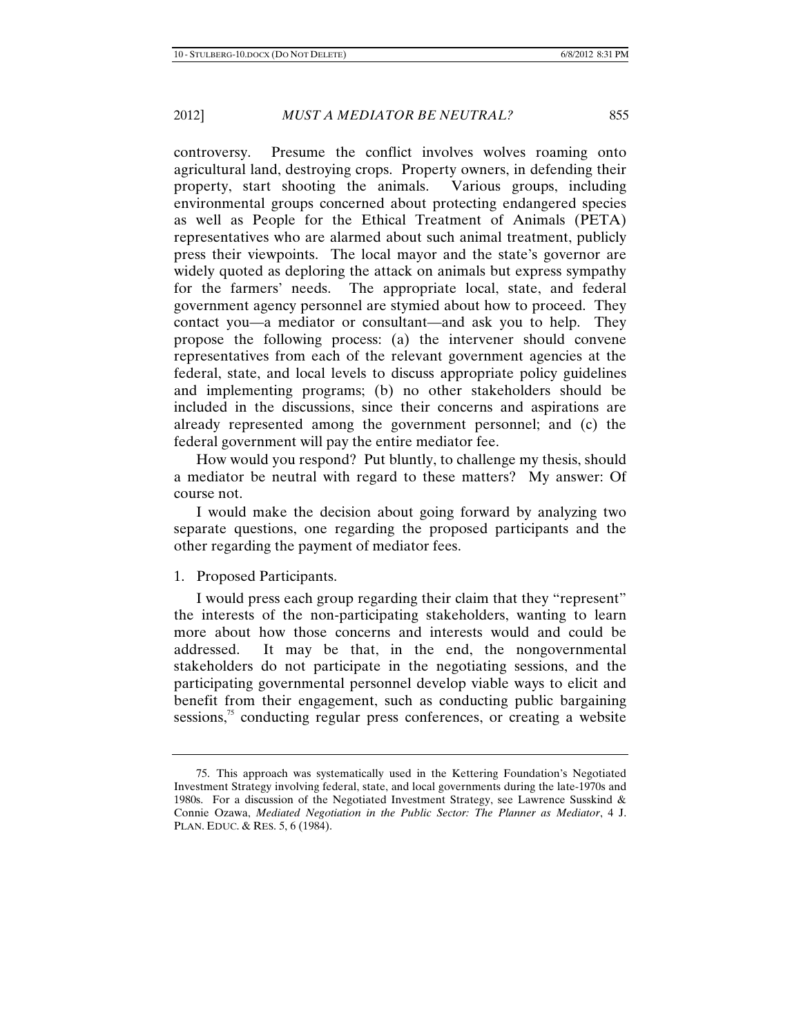controversy. Presume the conflict involves wolves roaming onto agricultural land, destroying crops. Property owners, in defending their property, start shooting the animals. Various groups, including environmental groups concerned about protecting endangered species as well as People for the Ethical Treatment of Animals (PETA) representatives who are alarmed about such animal treatment, publicly press their viewpoints. The local mayor and the state's governor are widely quoted as deploring the attack on animals but express sympathy for the farmers' needs. The appropriate local, state, and federal government agency personnel are stymied about how to proceed. They contact you—a mediator or consultant—and ask you to help. They propose the following process: (a) the intervener should convene representatives from each of the relevant government agencies at the federal, state, and local levels to discuss appropriate policy guidelines and implementing programs; (b) no other stakeholders should be included in the discussions, since their concerns and aspirations are already represented among the government personnel; and (c) the federal government will pay the entire mediator fee.

How would you respond? Put bluntly, to challenge my thesis, should a mediator be neutral with regard to these matters? My answer: Of course not.

I would make the decision about going forward by analyzing two separate questions, one regarding the proposed participants and the other regarding the payment of mediator fees.

1. Proposed Participants.

I would press each group regarding their claim that they "represent" the interests of the non-participating stakeholders, wanting to learn more about how those concerns and interests would and could be addressed. It may be that, in the end, the nongovernmental stakeholders do not participate in the negotiating sessions, and the participating governmental personnel develop viable ways to elicit and benefit from their engagement, such as conducting public bargaining sessions,[75] conducting regular press conferences, or creating a website

75. This approach was systematically used in the Kettering Foundation's Negotiated Investment Strategy involving federal, state, and local governments during the late-1970s and 1980s. For a discussion of the Negotiated Investment Strategy, see Lawrence Susskind & Connie Ozawa, *Mediated Negotiation in the Public Sector: The Planner as Mediator*, 4 J. PLAN. EDUC. & RES. 5, 6 (1984).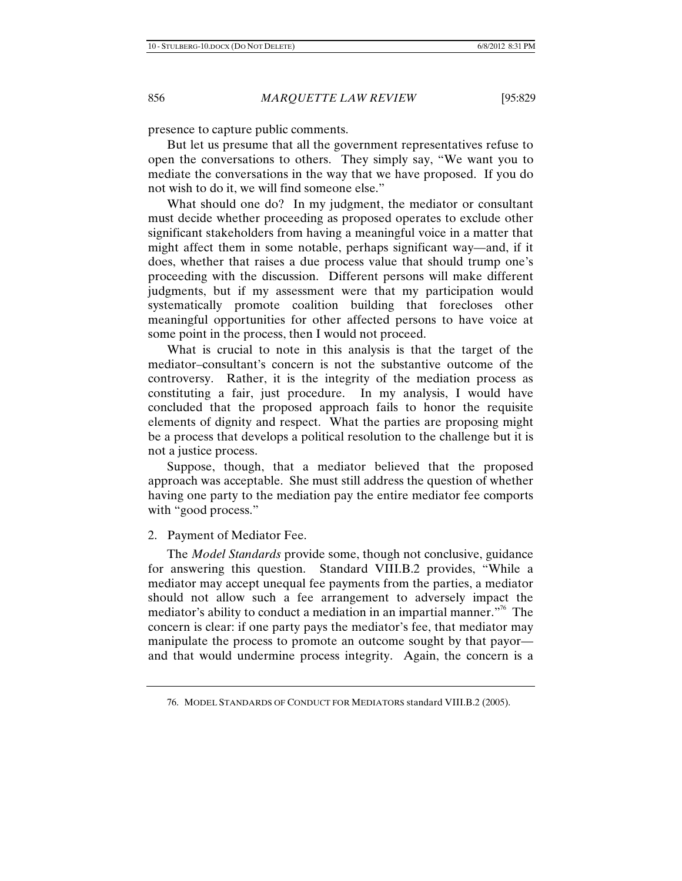presence to capture public comments.

But let us presume that all the government representatives refuse to open the conversations to others. They simply say, "We want you to mediate the conversations in the way that we have proposed. If you do not wish to do it, we will find someone else."

What should one do? In my judgment, the mediator or consultant must decide whether proceeding as proposed operates to exclude other significant stakeholders from having a meaningful voice in a matter that might affect them in some notable, perhaps significant way—and, if it does, whether that raises a due process value that should trump one's proceeding with the discussion. Different persons will make different judgments, but if my assessment were that my participation would systematically promote coalition building that forecloses other meaningful opportunities for other affected persons to have voice at some point in the process, then I would not proceed.

What is crucial to note in this analysis is that the target of the mediator–consultant's concern is not the substantive outcome of the controversy. Rather, it is the integrity of the mediation process as constituting a fair, just procedure. In my analysis, I would have concluded that the proposed approach fails to honor the requisite elements of dignity and respect. What the parties are proposing might be a process that develops a political resolution to the challenge but it is not a justice process.

Suppose, though, that a mediator believed that the proposed approach was acceptable. She must still address the question of whether having one party to the mediation pay the entire mediator fee comports with "good process."

2. Payment of Mediator Fee.

The *Model Standards* provide some, though not conclusive, guidance for answering this question. Standard VIII.B.2 provides, "While a mediator may accept unequal fee payments from the parties, a mediator should not allow such a fee arrangement to adversely impact the mediator's ability to conduct a mediation in an impartial manner."[76] The concern is clear: if one party pays the mediator's fee, that mediator may manipulate the process to promote an outcome sought by that payor—and that would undermine process integrity. Again, the concern is a

76. MODEL STANDARDS OF CONDUCT FOR MEDIATORS standard VIII.B.2 (2005).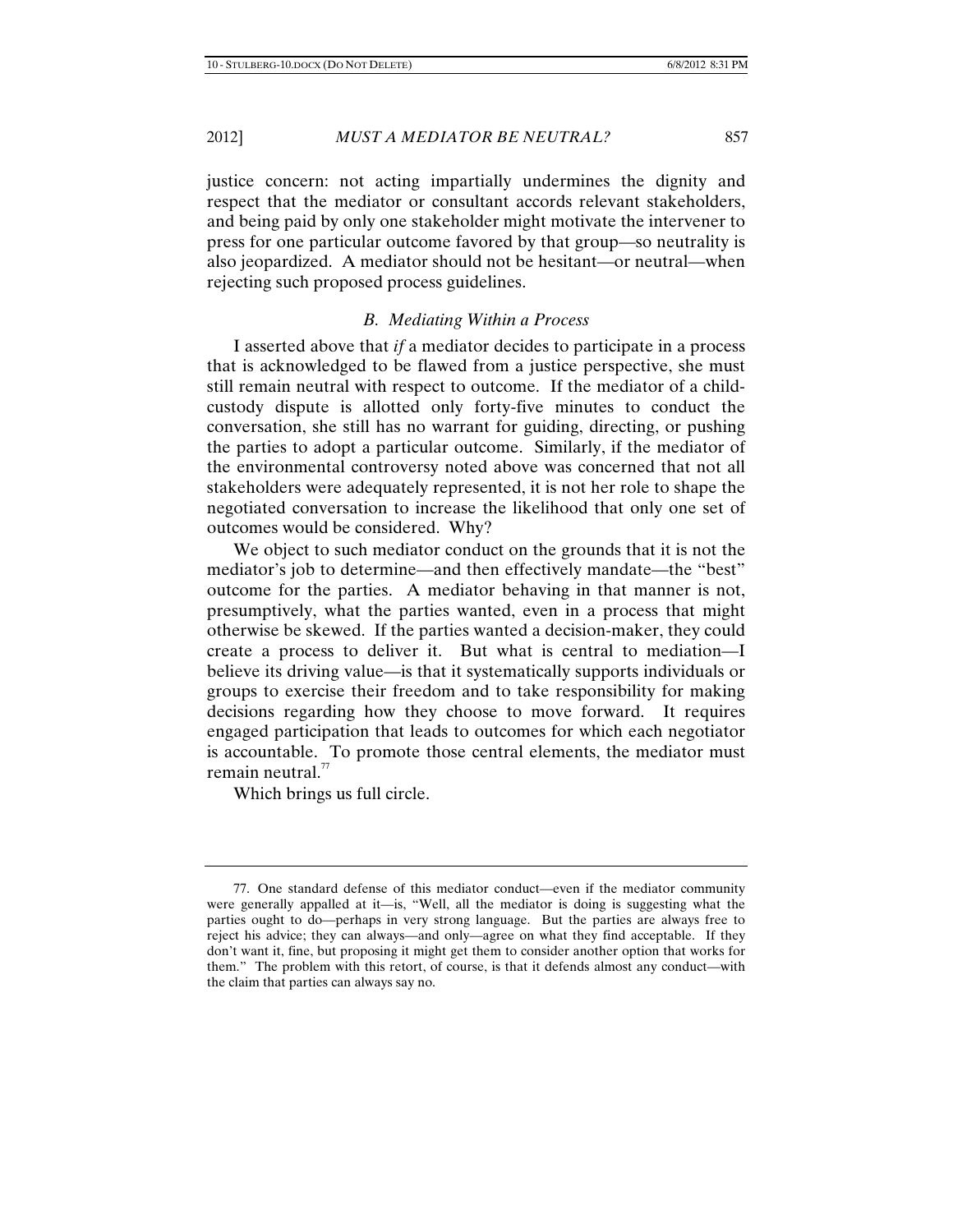justice concern: not acting impartially undermines the dignity and respect that the mediator or consultant accords relevant stakeholders, and being paid by only one stakeholder might motivate the intervener to press for one particular outcome favored by that group—so neutrality is also jeopardized. A mediator should not be hesitant—or neutral—when rejecting such proposed process guidelines.

### *B. Mediating Within a Process*

I asserted above that *if* a mediator decides to participate in a process that is acknowledged to be flawed from a justice perspective, she must still remain neutral with respect to outcome. If the mediator of a child-custody dispute is allotted only forty-five minutes to conduct the conversation, she still has no warrant for guiding, directing, or pushing the parties to adopt a particular outcome. Similarly, if the mediator of the environmental controversy noted above was concerned that not all stakeholders were adequately represented, it is not her role to shape the negotiated conversation to increase the likelihood that only one set of outcomes would be considered. Why?

We object to such mediator conduct on the grounds that it is not the mediator's job to determine—and then effectively mandate—the "best" outcome for the parties. A mediator behaving in that manner is not, presumptively, what the parties wanted, even in a process that might otherwise be skewed. If the parties wanted a decision-maker, they could create a process to deliver it. But what is central to mediation—I believe its driving value—is that it systematically supports individuals or groups to exercise their freedom and to take responsibility for making decisions regarding how they choose to move forward. It requires engaged participation that leads to outcomes for which each negotiator is accountable. To promote those central elements, the mediator must remain neutral.[77]

Which brings us full circle.

---

77. One standard defense of this mediator conduct—even if the mediator community were generally appalled at it—is, "Well, all the mediator is doing is suggesting what the parties ought to do—perhaps in very strong language. But the parties are always free to reject his advice; they can always—and only—agree on what they find acceptable. If they don't want it, fine, but proposing it might get them to consider another option that works for them." The problem with this retort, of course, is that it defends almost any conduct—with the claim that parties can always say no.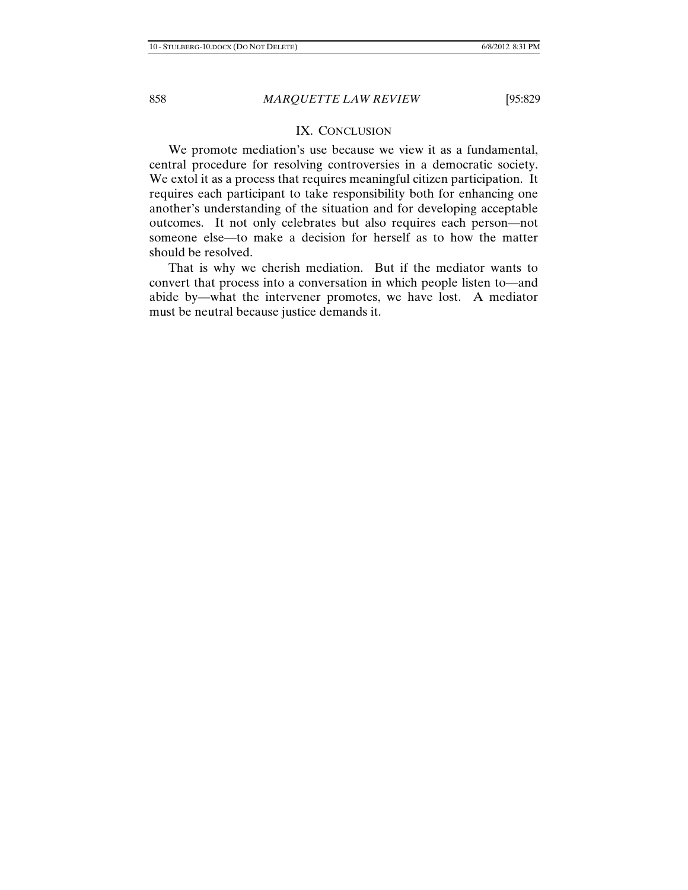## IX. CONCLUSION

We promote mediation's use because we view it as a fundamental, central procedure for resolving controversies in a democratic society. We extol it as a process that requires meaningful citizen participation. It requires each participant to take responsibility both for enhancing one another's understanding of the situation and for developing acceptable outcomes. It not only celebrates but also requires each person—not someone else—to make a decision for herself as to how the matter should be resolved.

That is why we cherish mediation. But if the mediator wants to convert that process into a conversation in which people listen to—and abide by—what the intervener promotes, we have lost. A mediator must be neutral because justice demands it.